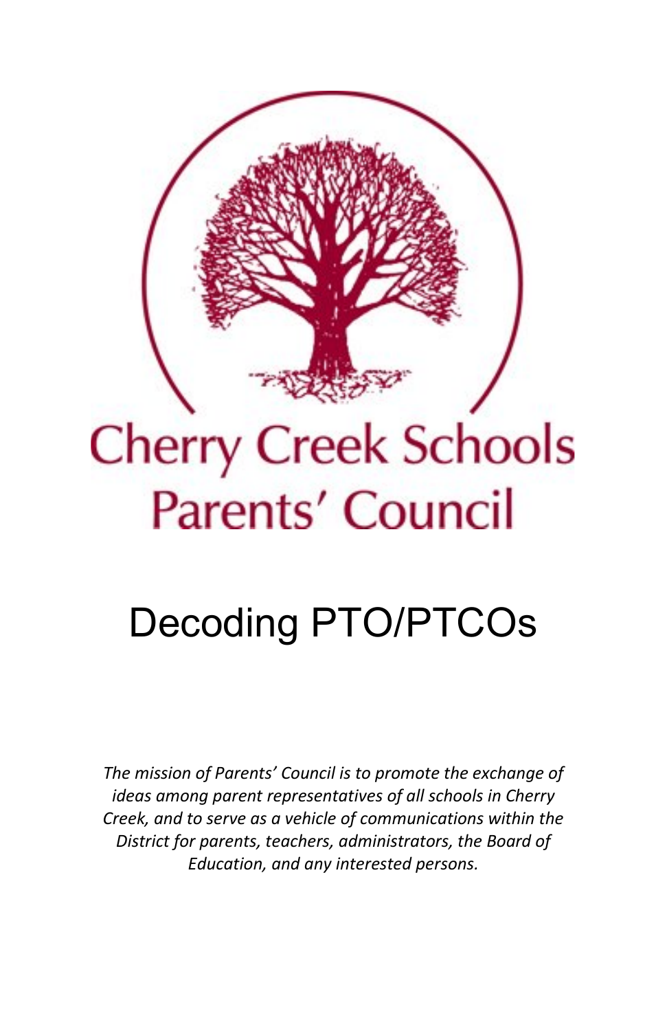# Cherry Creek Schools Parents' Council

# Decoding PTO/PTCOs

*The mission of Parents' Council is to promote the exchange of ideas among parent representatives of all schools in Cherry Creek, and to serve as a vehicle of communications within the District for parents, teachers, administrators, the Board of Education, and any interested persons.*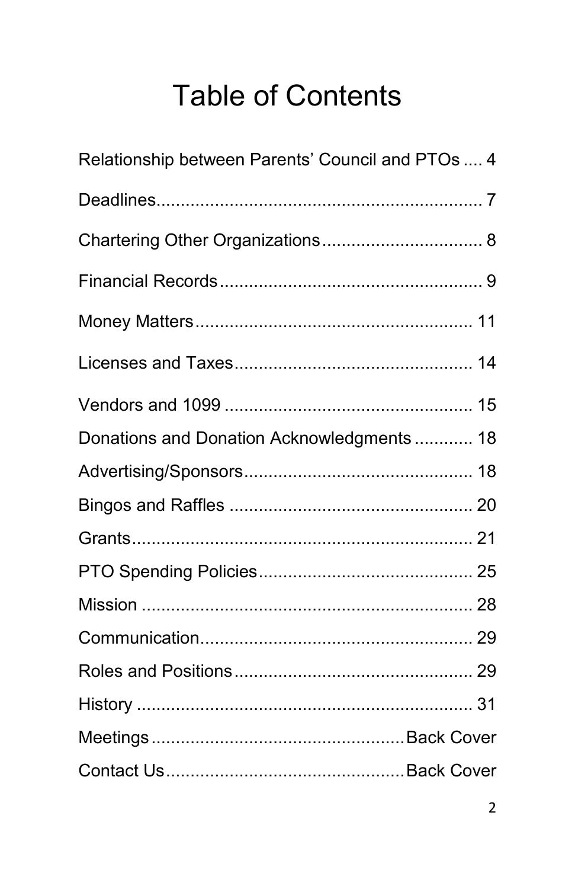# Table of Contents

Relationship between Parents' Council and PTOs .... 4

Deadlines................................................................ 7

Chartering Other Organizations................................ 8

Financial Records.................................................... 9

Money Matters........................................................ 11

Licenses and Taxes................................................ 14

Vendors and 1099 .................................................. 15

Donations and Donation Acknowledgments ........... 18

Advertising/Sponsors.............................................. 18

Bingos and Raffles ................................................. 20

Grants.................................................................... 21

PTO Spending Policies........................................... 25

Mission .................................................................. 28

Communication....................................................... 29

Roles and Positions................................................ 29

History ................................................................... 31

Meetings..................................................Back Cover

Contact Us...............................................Back Cover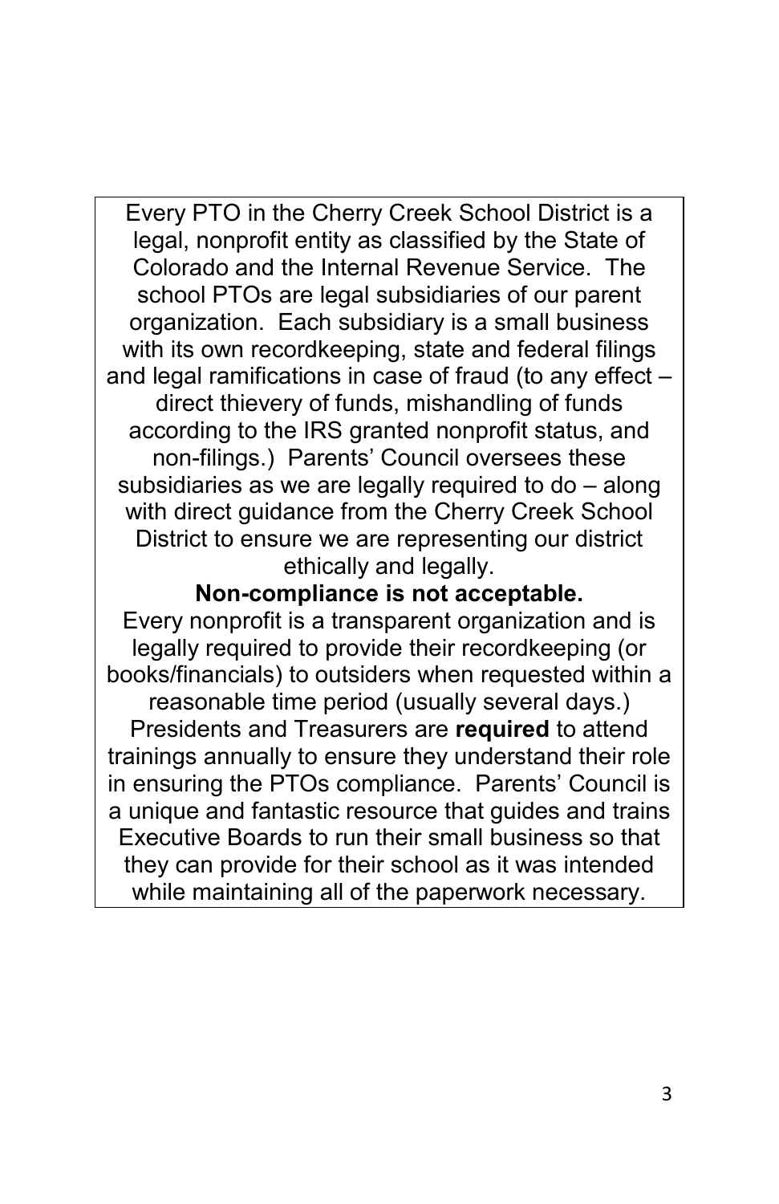Every PTO in the Cherry Creek School District is a legal, nonprofit entity as classified by the State of Colorado and the Internal Revenue Service. The school PTOs are legal subsidiaries of our parent organization. Each subsidiary is a small business with its own recordkeeping, state and federal filings and legal ramifications in case of fraud (to any effect – direct thievery of funds, mishandling of funds according to the IRS granted nonprofit status, and non-filings.) Parents' Council oversees these subsidiaries as we are legally required to do – along with direct guidance from the Cherry Creek School District to ensure we are representing our district ethically and legally.

**Non-compliance is not acceptable.**

Every nonprofit is a transparent organization and is legally required to provide their recordkeeping (or books/financials) to outsiders when requested within a reasonable time period (usually several days.) Presidents and Treasurers are **required** to attend trainings annually to ensure they understand their role in ensuring the PTOs compliance. Parents' Council is a unique and fantastic resource that guides and trains Executive Boards to run their small business so that they can provide for their school as it was intended while maintaining all of the paperwork necessary.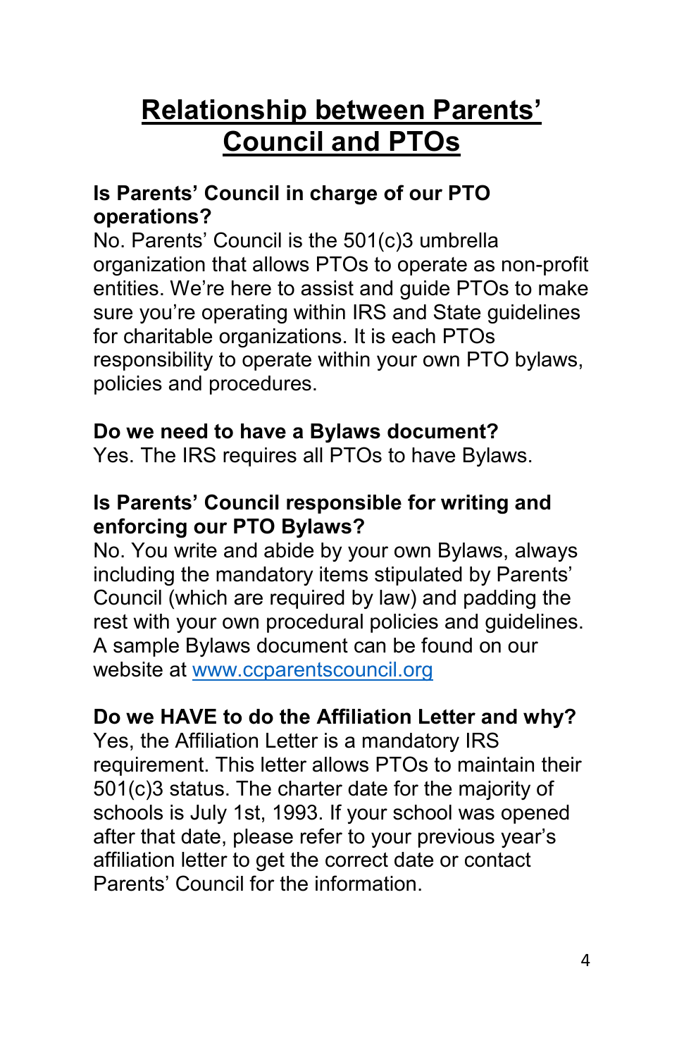# Relationship between Parents' Council and PTOs

**Is Parents' Council in charge of our PTO operations?**
No. Parents' Council is the 501(c)3 umbrella organization that allows PTOs to operate as non-profit entities. We're here to assist and guide PTOs to make sure you're operating within IRS and State guidelines for charitable organizations. It is each PTOs responsibility to operate within your own PTO bylaws, policies and procedures.

**Do we need to have a Bylaws document?**
Yes. The IRS requires all PTOs to have Bylaws.

**Is Parents' Council responsible for writing and enforcing our PTO Bylaws?**
No. You write and abide by your own Bylaws, always including the mandatory items stipulated by Parents' Council (which are required by law) and padding the rest with your own procedural policies and guidelines. A sample Bylaws document can be found on our website at [www.ccparentscouncil.org](http://www.ccparentscouncil.org)

**Do we HAVE to do the Affiliation Letter and why?**
Yes, the Affiliation Letter is a mandatory IRS requirement. This letter allows PTOs to maintain their 501(c)3 status. The charter date for the majority of schools is July 1st, 1993. If your school was opened after that date, please refer to your previous year's affiliation letter to get the correct date or contact Parents' Council for the information.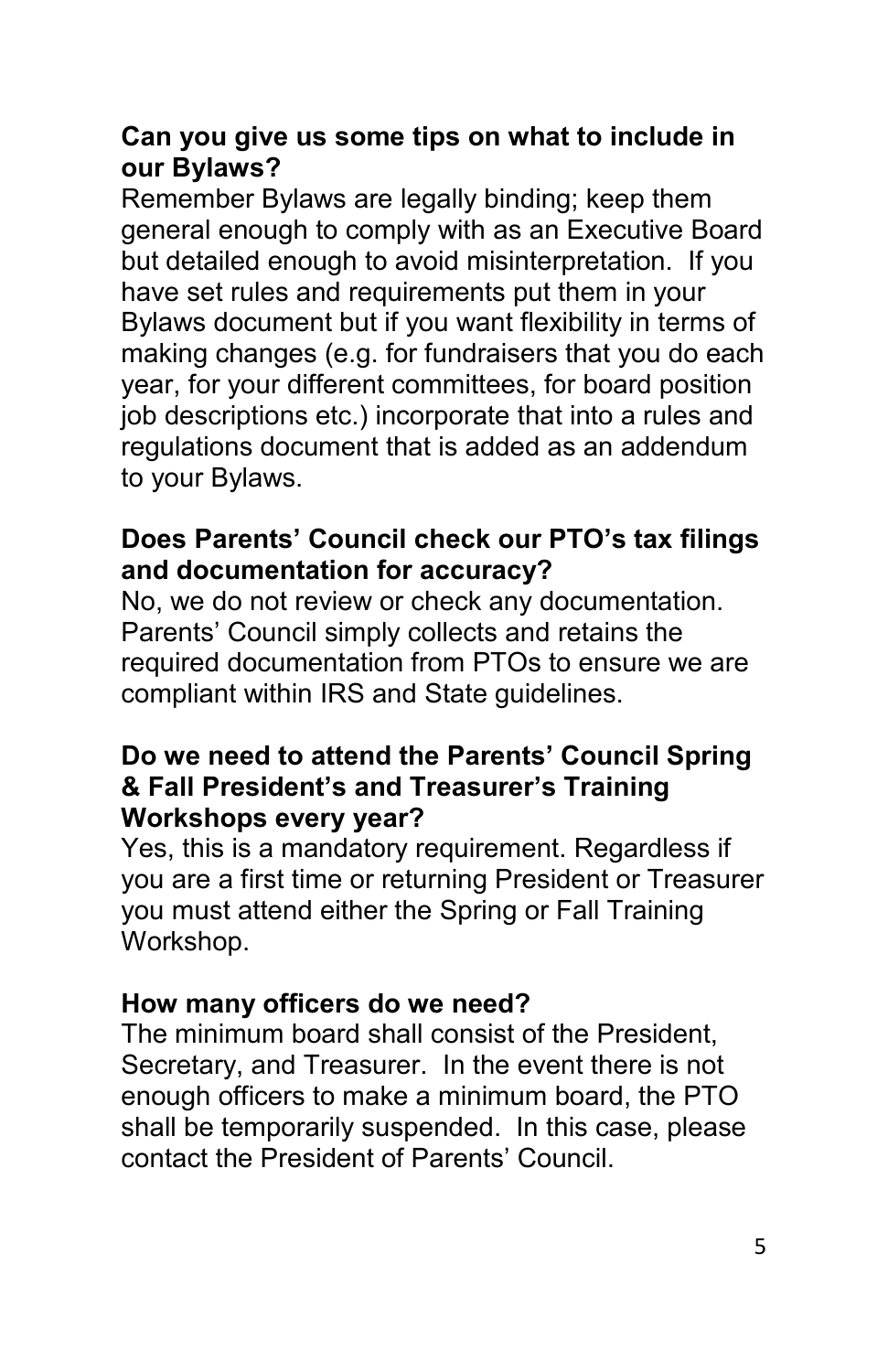**Can you give us some tips on what to include in our Bylaws?**

Remember Bylaws are legally binding; keep them general enough to comply with as an Executive Board but detailed enough to avoid misinterpretation. If you have set rules and requirements put them in your Bylaws document but if you want flexibility in terms of making changes (e.g. for fundraisers that you do each year, for your different committees, for board position job descriptions etc.) incorporate that into a rules and regulations document that is added as an addendum to your Bylaws.

**Does Parents' Council check our PTO's tax filings and documentation for accuracy?**

No, we do not review or check any documentation. Parents' Council simply collects and retains the required documentation from PTOs to ensure we are compliant within IRS and State guidelines.

**Do we need to attend the Parents' Council Spring & Fall President's and Treasurer's Training Workshops every year?**

Yes, this is a mandatory requirement. Regardless if you are a first time or returning President or Treasurer you must attend either the Spring or Fall Training Workshop.

**How many officers do we need?**

The minimum board shall consist of the President, Secretary, and Treasurer. In the event there is not enough officers to make a minimum board, the PTO shall be temporarily suspended. In this case, please contact the President of Parents' Council.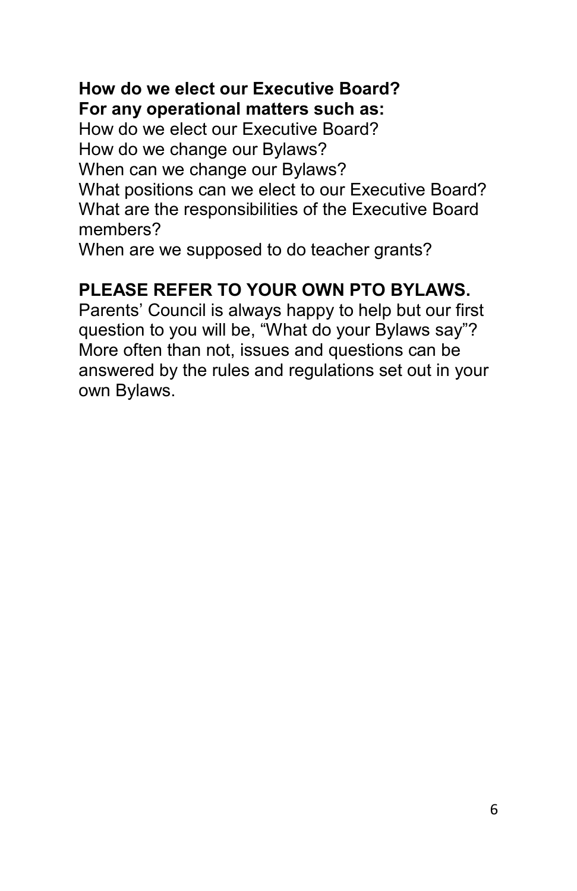**How do we elect our Executive Board?**
**For any operational matters such as:**
How do we elect our Executive Board?
How do we change our Bylaws?
When can we change our Bylaws?
What positions can we elect to our Executive Board?
What are the responsibilities of the Executive Board members?
When are we supposed to do teacher grants?

**PLEASE REFER TO YOUR OWN PTO BYLAWS.**
Parents' Council is always happy to help but our first question to you will be, "What do your Bylaws say"? More often than not, issues and questions can be answered by the rules and regulations set out in your own Bylaws.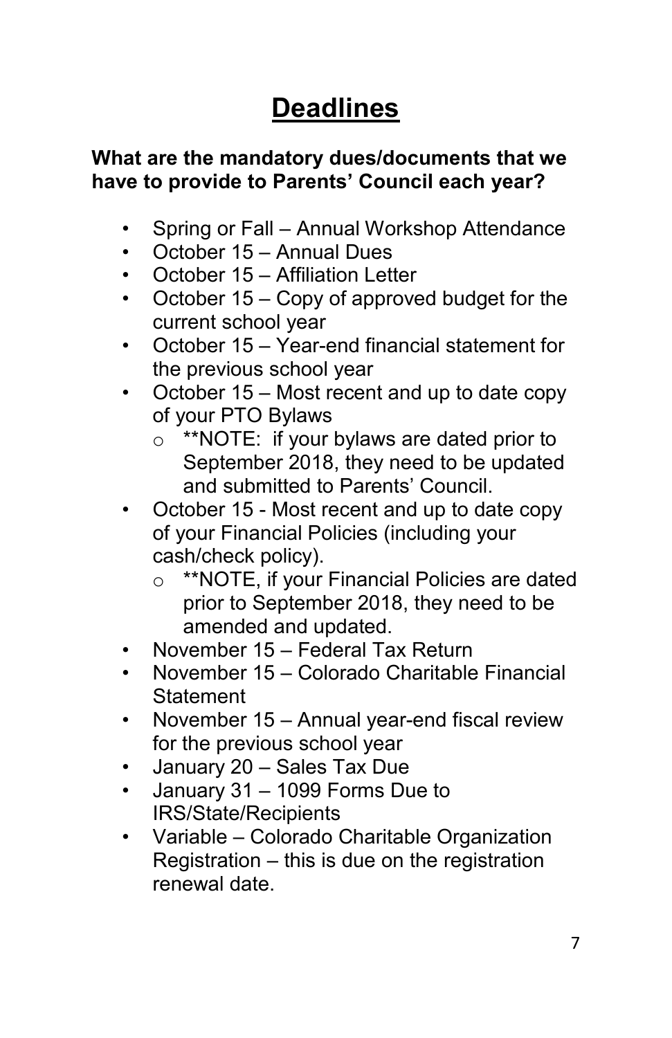# Deadlines

**What are the mandatory dues/documents that we have to provide to Parents' Council each year?**

- Spring or Fall – Annual Workshop Attendance
- October 15 – Annual Dues
- October 15 – Affiliation Letter
- October 15 – Copy of approved budget for the current school year
- October 15 – Year-end financial statement for the previous school year
- October 15 – Most recent and up to date copy of your PTO Bylaws
  - **NOTE: if your bylaws are dated prior to September 2018, they need to be updated and submitted to Parents' Council.
- October 15 - Most recent and up to date copy of your Financial Policies (including your cash/check policy).
  - **NOTE, if your Financial Policies are dated prior to September 2018, they need to be amended and updated.
- November 15 – Federal Tax Return
- November 15 – Colorado Charitable Financial Statement
- November 15 – Annual year-end fiscal review for the previous school year
- January 20 – Sales Tax Due
- January 31 – 1099 Forms Due to IRS/State/Recipients
- Variable – Colorado Charitable Organization Registration – this is due on the registration renewal date.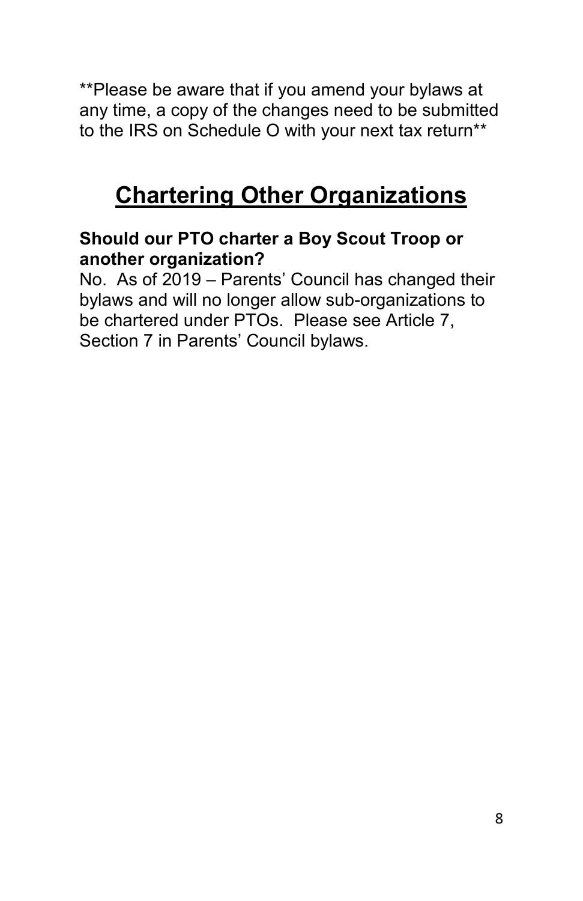**Please be aware that if you amend your bylaws at any time, a copy of the changes need to be submitted to the IRS on Schedule O with your next tax return**

# Chartering Other Organizations

**Should our PTO charter a Boy Scout Troop or another organization?**

No. As of 2019 – Parents' Council has changed their bylaws and will no longer allow sub-organizations to be chartered under PTOs. Please see Article 7, Section 7 in Parents' Council bylaws.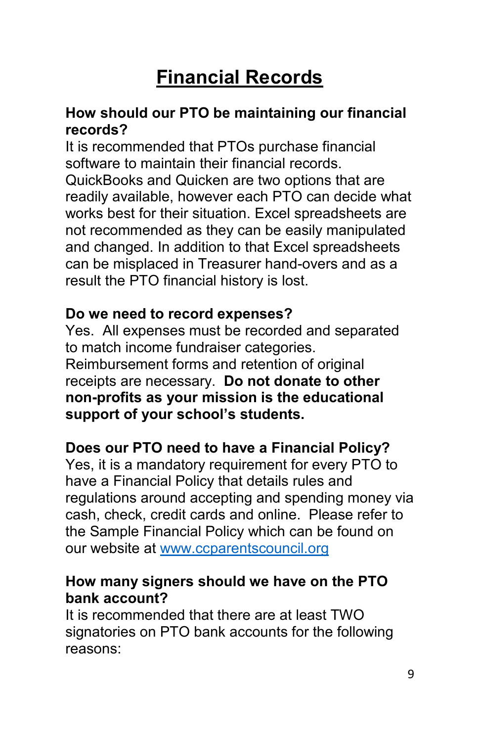# Financial Records

**How should our PTO be maintaining our financial records?**

It is recommended that PTOs purchase financial software to maintain their financial records. QuickBooks and Quicken are two options that are readily available, however each PTO can decide what works best for their situation. Excel spreadsheets are not recommended as they can be easily manipulated and changed. In addition to that Excel spreadsheets can be misplaced in Treasurer hand-overs and as a result the PTO financial history is lost.

**Do we need to record expenses?**

Yes. All expenses must be recorded and separated to match income fundraiser categories. Reimbursement forms and retention of original receipts are necessary. **Do not donate to other non-profits as your mission is the educational support of your school's students.**

**Does our PTO need to have a Financial Policy?**

Yes, it is a mandatory requirement for every PTO to have a Financial Policy that details rules and regulations around accepting and spending money via cash, check, credit cards and online. Please refer to the Sample Financial Policy which can be found on our website at [www.ccparentscouncil.org](http://www.ccparentscouncil.org)

**How many signers should we have on the PTO bank account?**

It is recommended that there are at least TWO signatories on PTO bank accounts for the following reasons: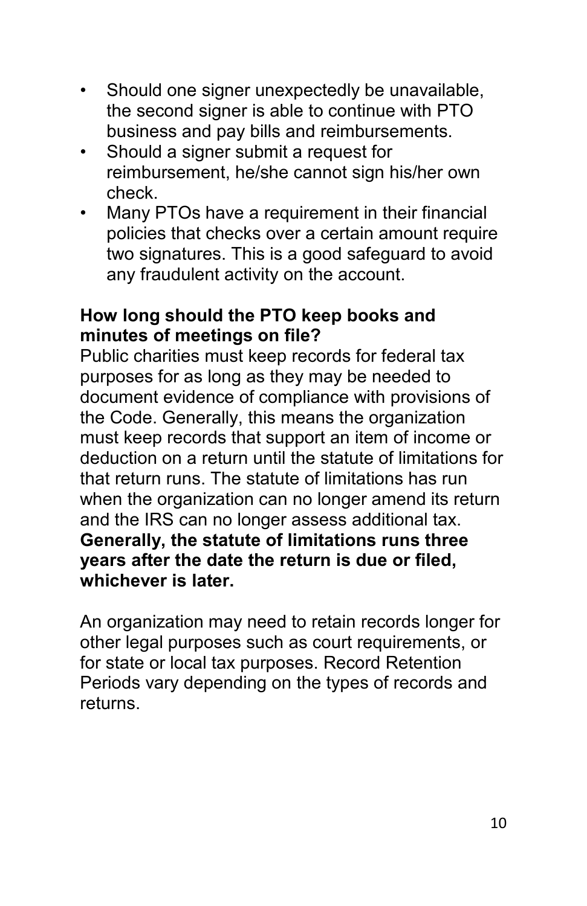- Should one signer unexpectedly be unavailable, the second signer is able to continue with PTO business and pay bills and reimbursements.
- Should a signer submit a request for reimbursement, he/she cannot sign his/her own check.
- Many PTOs have a requirement in their financial policies that checks over a certain amount require two signatures. This is a good safeguard to avoid any fraudulent activity on the account.

**How long should the PTO keep books and minutes of meetings on file?**

Public charities must keep records for federal tax purposes for as long as they may be needed to document evidence of compliance with provisions of the Code. Generally, this means the organization must keep records that support an item of income or deduction on a return until the statute of limitations for that return runs. The statute of limitations has run when the organization can no longer amend its return and the IRS can no longer assess additional tax. **Generally, the statute of limitations runs three years after the date the return is due or filed, whichever is later.**

An organization may need to retain records longer for other legal purposes such as court requirements, or for state or local tax purposes. Record Retention Periods vary depending on the types of records and returns.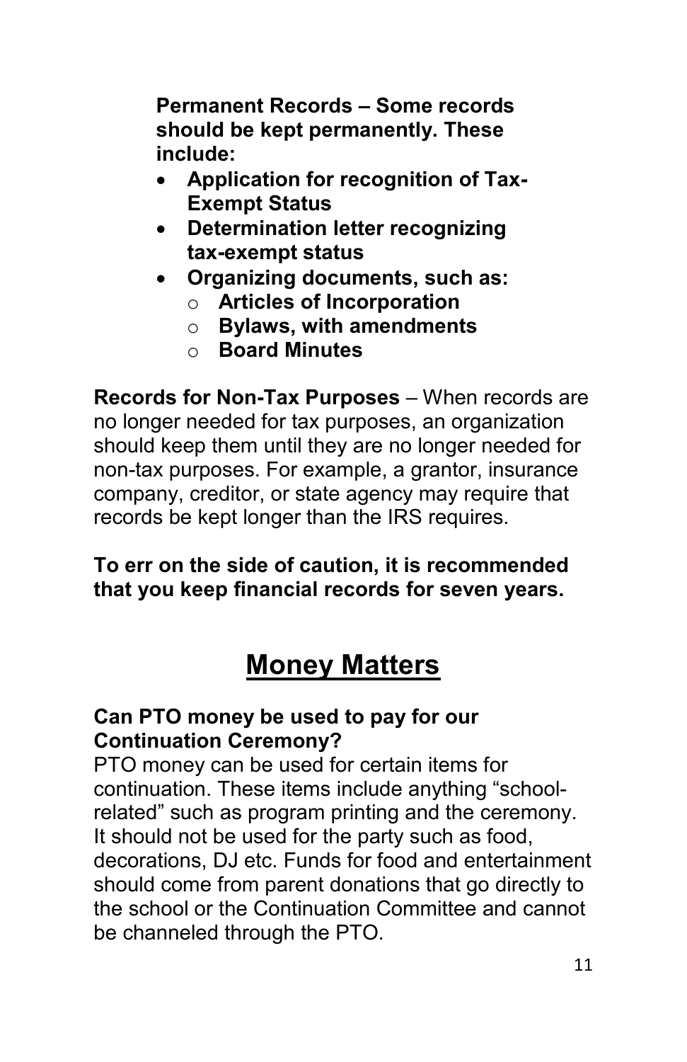**Permanent Records – Some records should be kept permanently. These include:**

- **Application for recognition of Tax-Exempt Status**
- **Determination letter recognizing tax-exempt status**
- **Organizing documents, such as:**
  - **Articles of Incorporation**
  - **Bylaws, with amendments**
  - **Board Minutes**

**Records for Non-Tax Purposes** – When records are no longer needed for tax purposes, an organization should keep them until they are no longer needed for non-tax purposes. For example, a grantor, insurance company, creditor, or state agency may require that records be kept longer than the IRS requires.

**To err on the side of caution, it is recommended that you keep financial records for seven years.**

# Money Matters

### Can PTO money be used to pay for our Continuation Ceremony?

PTO money can be used for certain items for continuation. These items include anything "school-related" such as program printing and the ceremony. It should not be used for the party such as food, decorations, DJ etc. Funds for food and entertainment should come from parent donations that go directly to the school or the Continuation Committee and cannot be channeled through the PTO.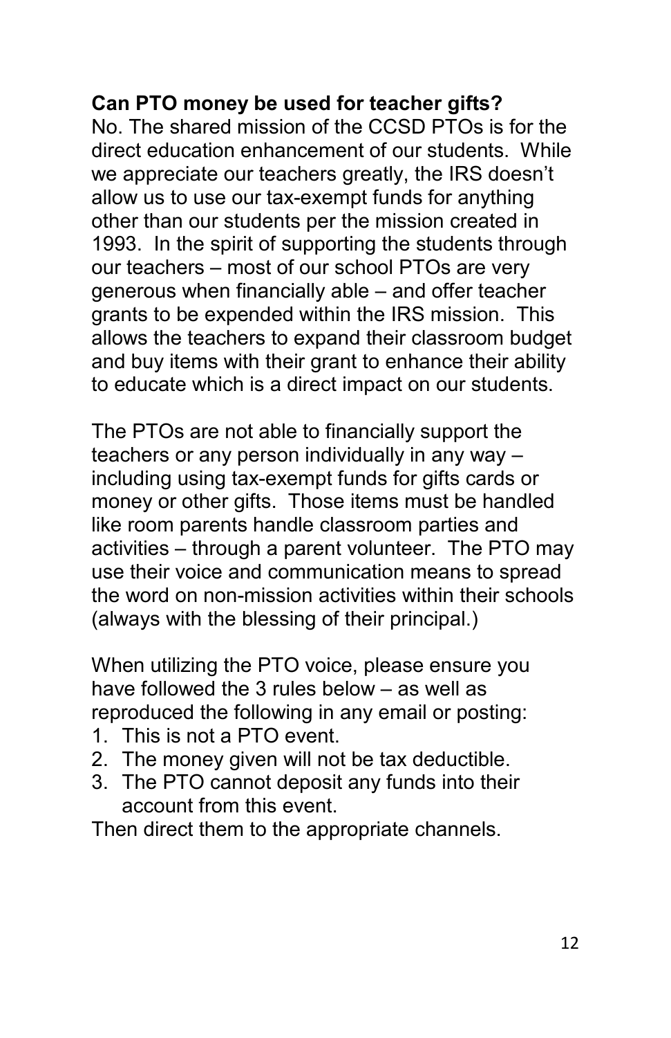**Can PTO money be used for teacher gifts?**
No. The shared mission of the CCSD PTOs is for the direct education enhancement of our students. While we appreciate our teachers greatly, the IRS doesn't allow us to use our tax-exempt funds for anything other than our students per the mission created in 1993. In the spirit of supporting the students through our teachers – most of our school PTOs are very generous when financially able – and offer teacher grants to be expended within the IRS mission. This allows the teachers to expand their classroom budget and buy items with their grant to enhance their ability to educate which is a direct impact on our students.

The PTOs are not able to financially support the teachers or any person individually in any way – including using tax-exempt funds for gifts cards or money or other gifts. Those items must be handled like room parents handle classroom parties and activities – through a parent volunteer. The PTO may use their voice and communication means to spread the word on non-mission activities within their schools (always with the blessing of their principal.)

When utilizing the PTO voice, please ensure you have followed the 3 rules below – as well as reproduced the following in any email or posting:

1. This is not a PTO event.
2. The money given will not be tax deductible.
3. The PTO cannot deposit any funds into their account from this event.

Then direct them to the appropriate channels.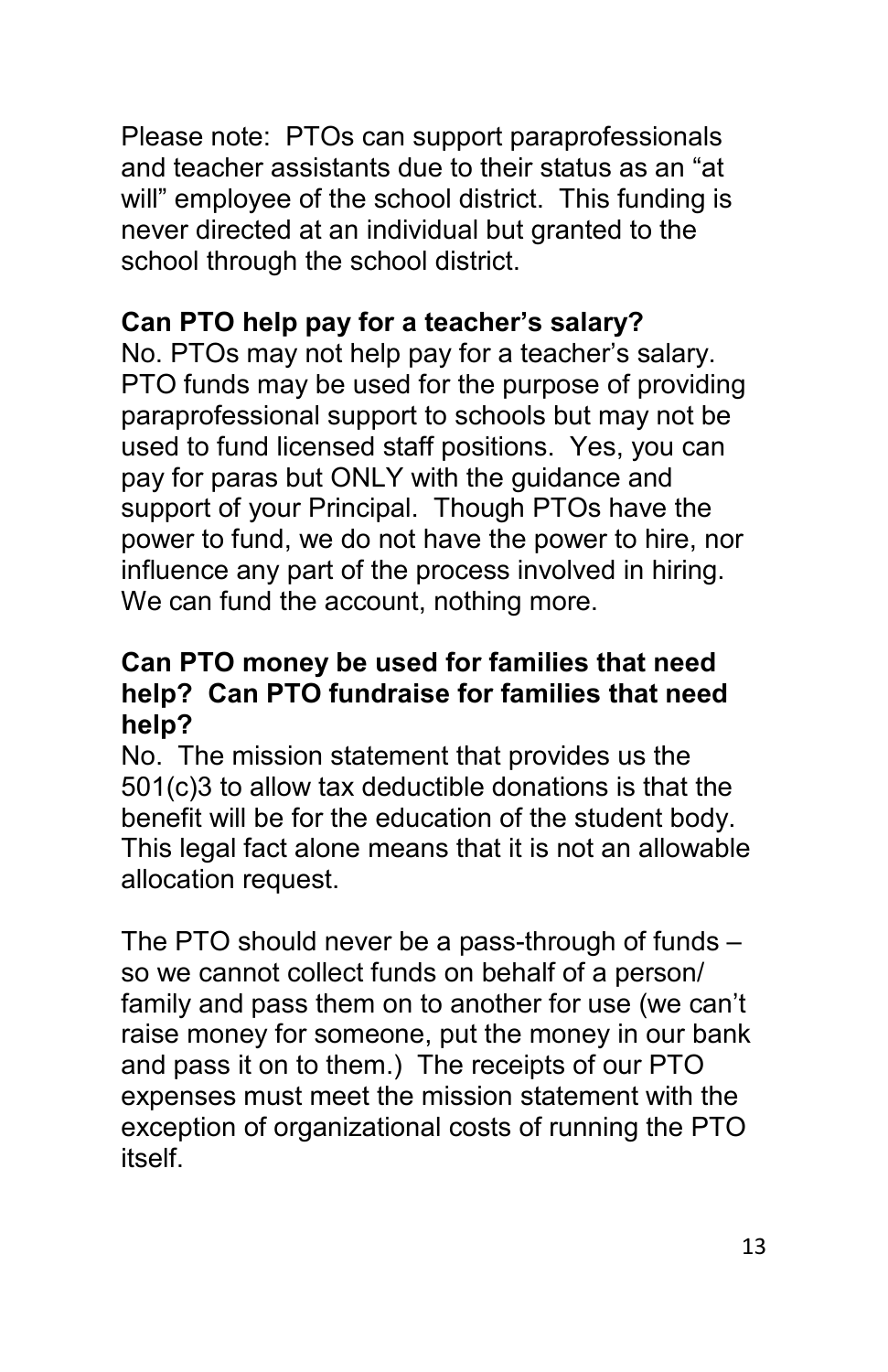Please note: PTOs can support paraprofessionals and teacher assistants due to their status as an “at will” employee of the school district. This funding is never directed at an individual but granted to the school through the school district.

**Can PTO help pay for a teacher’s salary?**

No. PTOs may not help pay for a teacher’s salary. PTO funds may be used for the purpose of providing paraprofessional support to schools but may not be used to fund licensed staff positions. Yes, you can pay for paras but ONLY with the guidance and support of your Principal. Though PTOs have the power to fund, we do not have the power to hire, nor influence any part of the process involved in hiring. We can fund the account, nothing more.

**Can PTO money be used for families that need help? Can PTO fundraise for families that need help?**

No. The mission statement that provides us the 501(c)3 to allow tax deductible donations is that the benefit will be for the education of the student body. This legal fact alone means that it is not an allowable allocation request.

The PTO should never be a pass-through of funds – so we cannot collect funds on behalf of a person/ family and pass them on to another for use (we can’t raise money for someone, put the money in our bank and pass it on to them.) The receipts of our PTO expenses must meet the mission statement with the exception of organizational costs of running the PTO itself.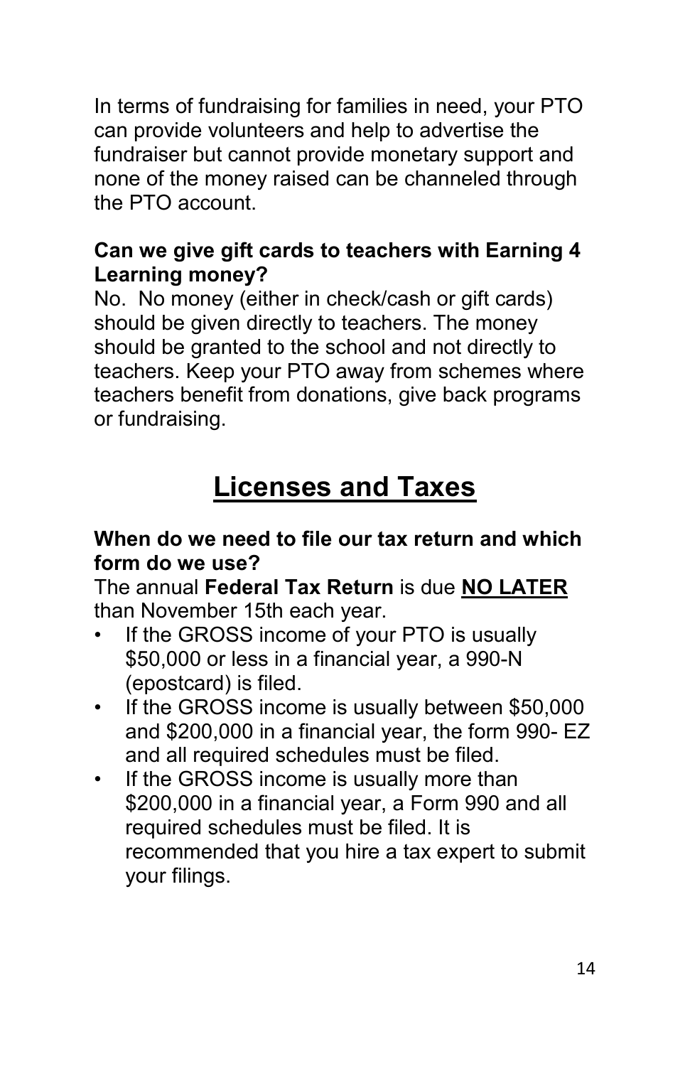In terms of fundraising for families in need, your PTO can provide volunteers and help to advertise the fundraiser but cannot provide monetary support and none of the money raised can be channeled through the PTO account.

**Can we give gift cards to teachers with Earning 4 Learning money?**

No. No money (either in check/cash or gift cards) should be given directly to teachers. The money should be granted to the school and not directly to teachers. Keep your PTO away from schemes where teachers benefit from donations, give back programs or fundraising.

# <u>Licenses and Taxes</u>

**When do we need to file our tax return and which form do we use?**

The annual **Federal Tax Return** is due **<u>NO LATER</u>** than November 15th each year.

- If the GROSS income of your PTO is usually $50,000 or less in a financial year, a 990-N (epostcard) is filed.
- If the GROSS income is usually between $50,000 and $200,000 in a financial year, the form 990- EZ and all required schedules must be filed.
- If the GROSS income is usually more than $200,000 in a financial year, a Form 990 and all required schedules must be filed. It is recommended that you hire a tax expert to submit your filings.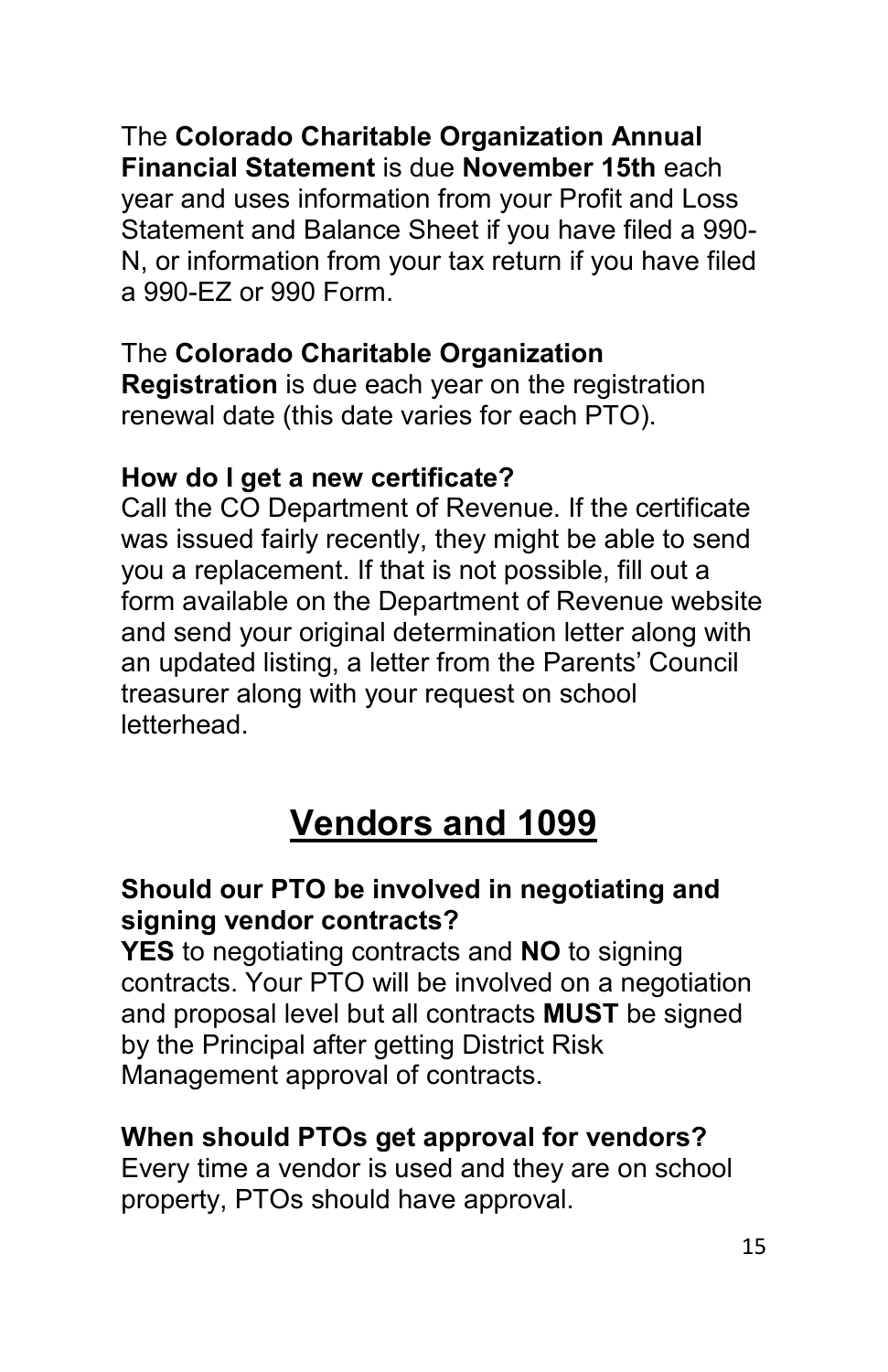The **Colorado Charitable Organization Annual Financial Statement** is due **November 15th** each year and uses information from your Profit and Loss Statement and Balance Sheet if you have filed a 990-N, or information from your tax return if you have filed a 990-EZ or 990 Form.

The **Colorado Charitable Organization Registration** is due each year on the registration renewal date (this date varies for each PTO).

**How do I get a new certificate?**
Call the CO Department of Revenue. If the certificate was issued fairly recently, they might be able to send you a replacement. If that is not possible, fill out a form available on the Department of Revenue website and send your original determination letter along with an updated listing, a letter from the Parents' Council treasurer along with your request on school letterhead.

# Vendors and 1099

**Should our PTO be involved in negotiating and signing vendor contracts?**
**YES** to negotiating contracts and **NO** to signing contracts. Your PTO will be involved on a negotiation and proposal level but all contracts **MUST** be signed by the Principal after getting District Risk Management approval of contracts.

**When should PTOs get approval for vendors?**
Every time a vendor is used and they are on school property, PTOs should have approval.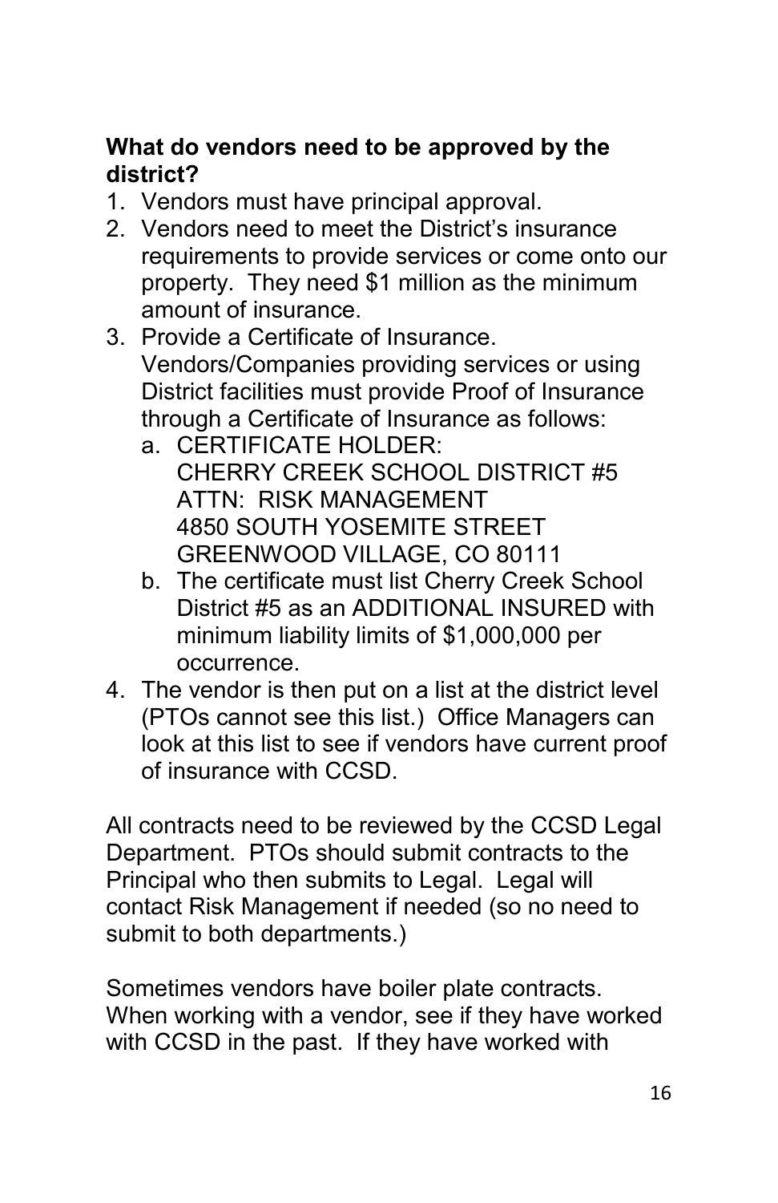**What do vendors need to be approved by the district?**

1. Vendors must have principal approval.
2. Vendors need to meet the District's insurance requirements to provide services or come onto our property. They need $1 million as the minimum amount of insurance.
3. Provide a Certificate of Insurance. Vendors/Companies providing services or using District facilities must provide Proof of Insurance through a Certificate of Insurance as follows:
   a. CERTIFICATE HOLDER:
      CHERRY CREEK SCHOOL DISTRICT #5
      ATTN: RISK MANAGEMENT
      4850 SOUTH YOSEMITE STREET
      GREENWOOD VILLAGE, CO 80111
   b. The certificate must list Cherry Creek School District #5 as an ADDITIONAL INSURED with minimum liability limits of $1,000,000 per occurrence.
4. The vendor is then put on a list at the district level (PTOs cannot see this list.) Office Managers can look at this list to see if vendors have current proof of insurance with CCSD.

All contracts need to be reviewed by the CCSD Legal Department. PTOs should submit contracts to the Principal who then submits to Legal. Legal will contact Risk Management if needed (so no need to submit to both departments.)

Sometimes vendors have boiler plate contracts. When working with a vendor, see if they have worked with CCSD in the past. If they have worked with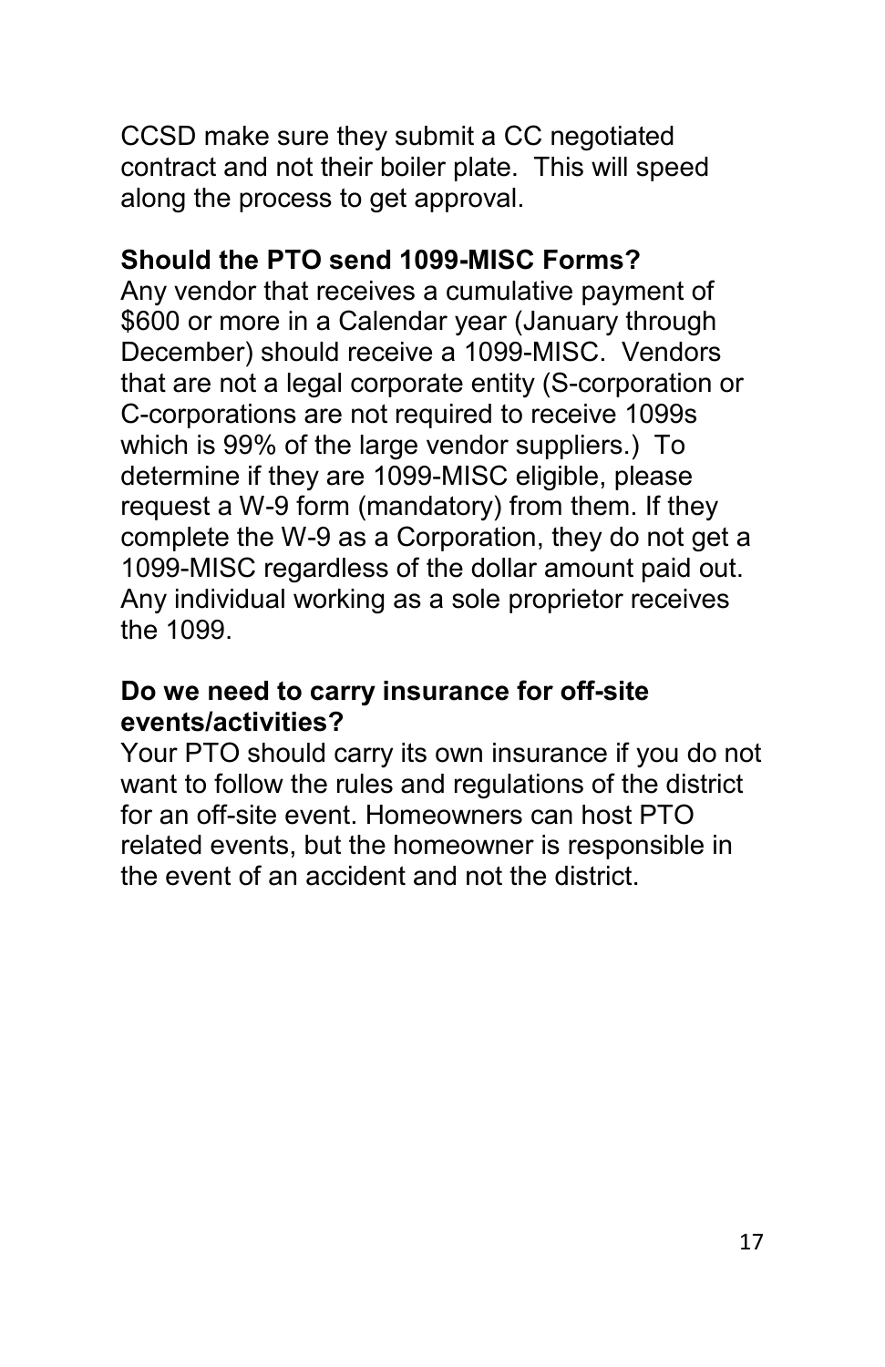CCSD make sure they submit a CC negotiated contract and not their boiler plate.  This will speed along the process to get approval.

**Should the PTO send 1099-MISC Forms?**

Any vendor that receives a cumulative payment of $600 or more in a Calendar year (January through December) should receive a 1099-MISC.  Vendors that are not a legal corporate entity (S-corporation or C-corporations are not required to receive 1099s which is 99% of the large vendor suppliers.)  To determine if they are 1099-MISC eligible, please request a W-9 form (mandatory) from them. If they complete the W-9 as a Corporation, they do not get a 1099-MISC regardless of the dollar amount paid out. Any individual working as a sole proprietor receives the 1099.

**Do we need to carry insurance for off-site events/activities?**

Your PTO should carry its own insurance if you do not want to follow the rules and regulations of the district for an off-site event. Homeowners can host PTO related events, but the homeowner is responsible in the event of an accident and not the district.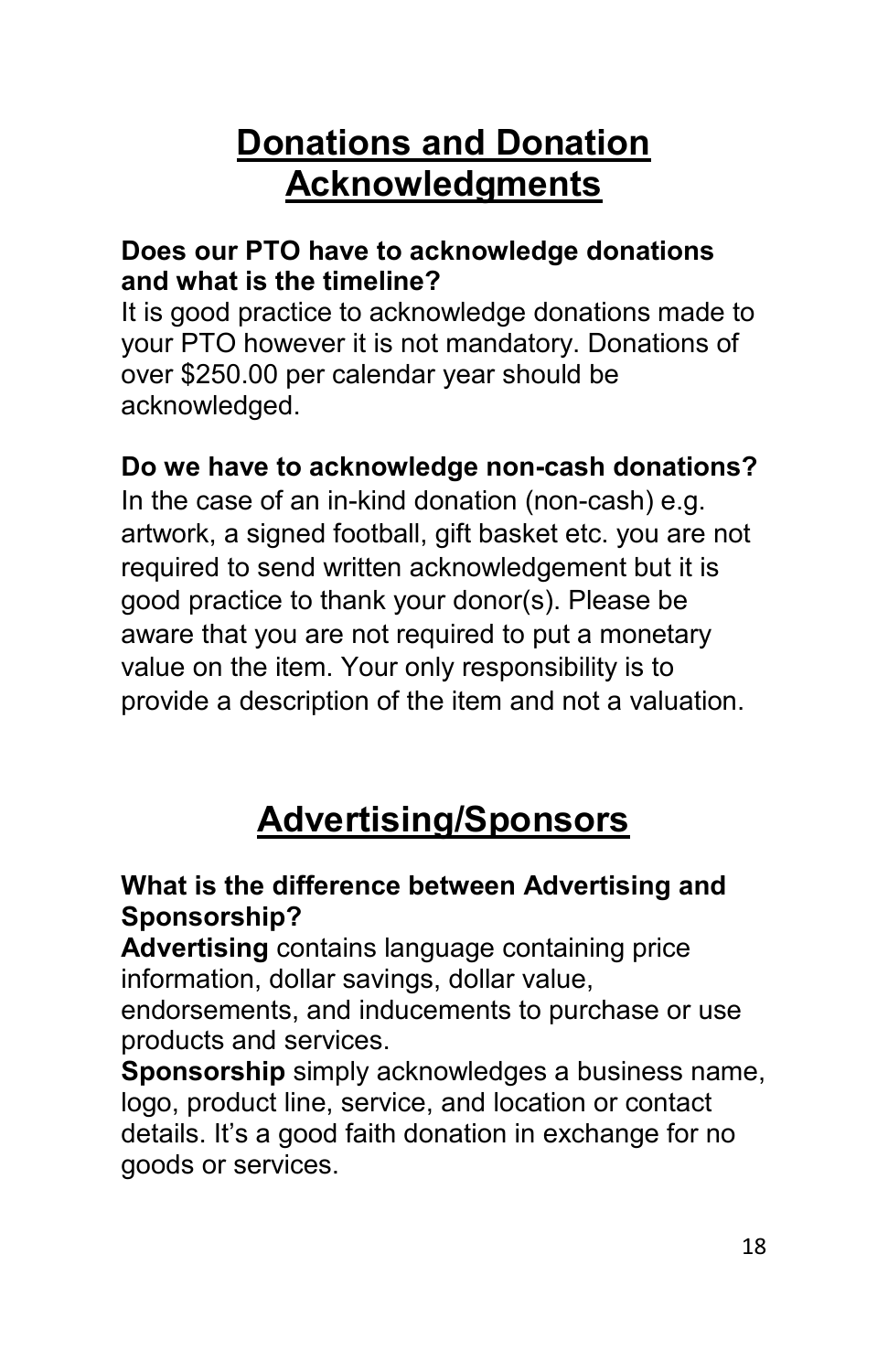# Donations and Donation Acknowledgments

**Does our PTO have to acknowledge donations and what is the timeline?**
It is good practice to acknowledge donations made to your PTO however it is not mandatory. Donations of over $250.00 per calendar year should be acknowledged.

**Do we have to acknowledge non-cash donations?**
In the case of an in-kind donation (non-cash) e.g. artwork, a signed football, gift basket etc. you are not required to send written acknowledgement but it is good practice to thank your donor(s). Please be aware that you are not required to put a monetary value on the item. Your only responsibility is to provide a description of the item and not a valuation.

# Advertising/Sponsors

**What is the difference between Advertising and Sponsorship?**
**Advertising** contains language containing price information, dollar savings, dollar value, endorsements, and inducements to purchase or use products and services.
**Sponsorship** simply acknowledges a business name, logo, product line, service, and location or contact details. It's a good faith donation in exchange for no goods or services.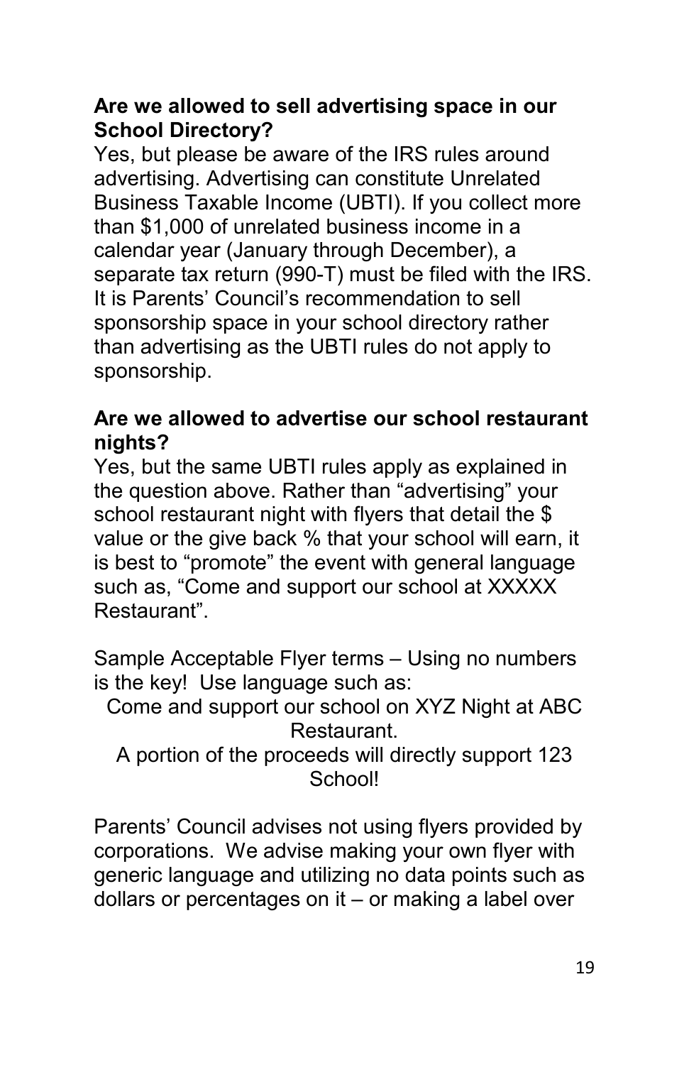**Are we allowed to sell advertising space in our School Directory?**

Yes, but please be aware of the IRS rules around advertising. Advertising can constitute Unrelated Business Taxable Income (UBTI). If you collect more than $1,000 of unrelated business income in a calendar year (January through December), a separate tax return (990-T) must be filed with the IRS. It is Parents' Council's recommendation to sell sponsorship space in your school directory rather than advertising as the UBTI rules do not apply to sponsorship.

**Are we allowed to advertise our school restaurant nights?**

Yes, but the same UBTI rules apply as explained in the question above. Rather than "advertising" your school restaurant night with flyers that detail the $ value or the give back % that your school will earn, it is best to "promote" the event with general language such as, "Come and support our school at XXXXX Restaurant".

Sample Acceptable Flyer terms – Using no numbers is the key! Use language such as:

Come and support our school on XYZ Night at ABC Restaurant.

A portion of the proceeds will directly support 123 School!

Parents' Council advises not using flyers provided by corporations. We advise making your own flyer with generic language and utilizing no data points such as dollars or percentages on it – or making a label over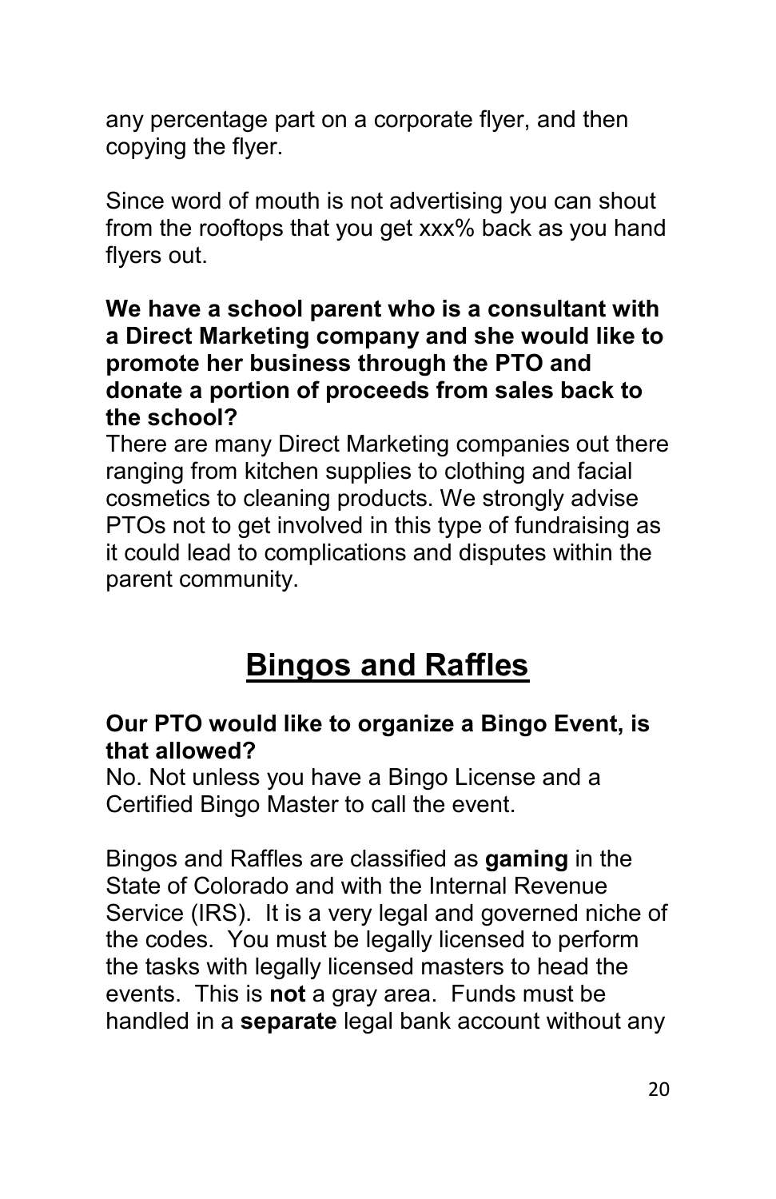any percentage part on a corporate flyer, and then copying the flyer.

Since word of mouth is not advertising you can shout from the rooftops that you get xxx% back as you hand flyers out.

**We have a school parent who is a consultant with a Direct Marketing company and she would like to promote her business through the PTO and donate a portion of proceeds from sales back to the school?**

There are many Direct Marketing companies out there ranging from kitchen supplies to clothing and facial cosmetics to cleaning products. We strongly advise PTOs not to get involved in this type of fundraising as it could lead to complications and disputes within the parent community.

## Bingos and Raffles

**Our PTO would like to organize a Bingo Event, is that allowed?**

No. Not unless you have a Bingo License and a Certified Bingo Master to call the event.

Bingos and Raffles are classified as **gaming** in the State of Colorado and with the Internal Revenue Service (IRS). It is a very legal and governed niche of the codes. You must be legally licensed to perform the tasks with legally licensed masters to head the events. This is **not** a gray area. Funds must be handled in a **separate** legal bank account without any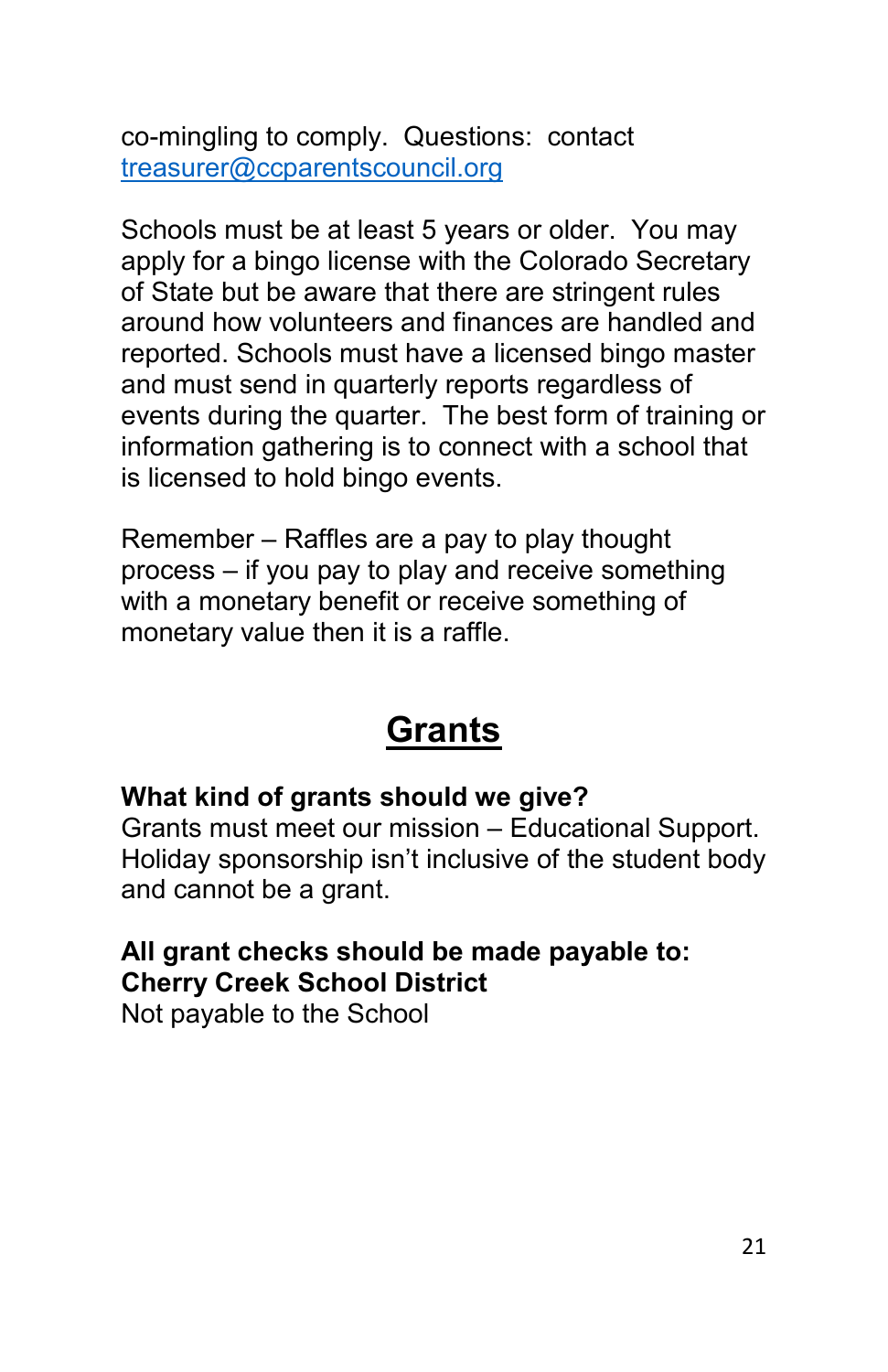co-mingling to comply. Questions: contact [treasurer@ccparentscouncil.org](mailto:treasurer@ccparentscouncil.org)

Schools must be at least 5 years or older. You may apply for a bingo license with the Colorado Secretary of State but be aware that there are stringent rules around how volunteers and finances are handled and reported. Schools must have a licensed bingo master and must send in quarterly reports regardless of events during the quarter. The best form of training or information gathering is to connect with a school that is licensed to hold bingo events.

Remember – Raffles are a pay to play thought process – if you pay to play and receive something with a monetary benefit or receive something of monetary value then it is a raffle.

## Grants

**What kind of grants should we give?**
Grants must meet our mission – Educational Support. Holiday sponsorship isn't inclusive of the student body and cannot be a grant.

**All grant checks should be made payable to:**
**Cherry Creek School District**
Not payable to the School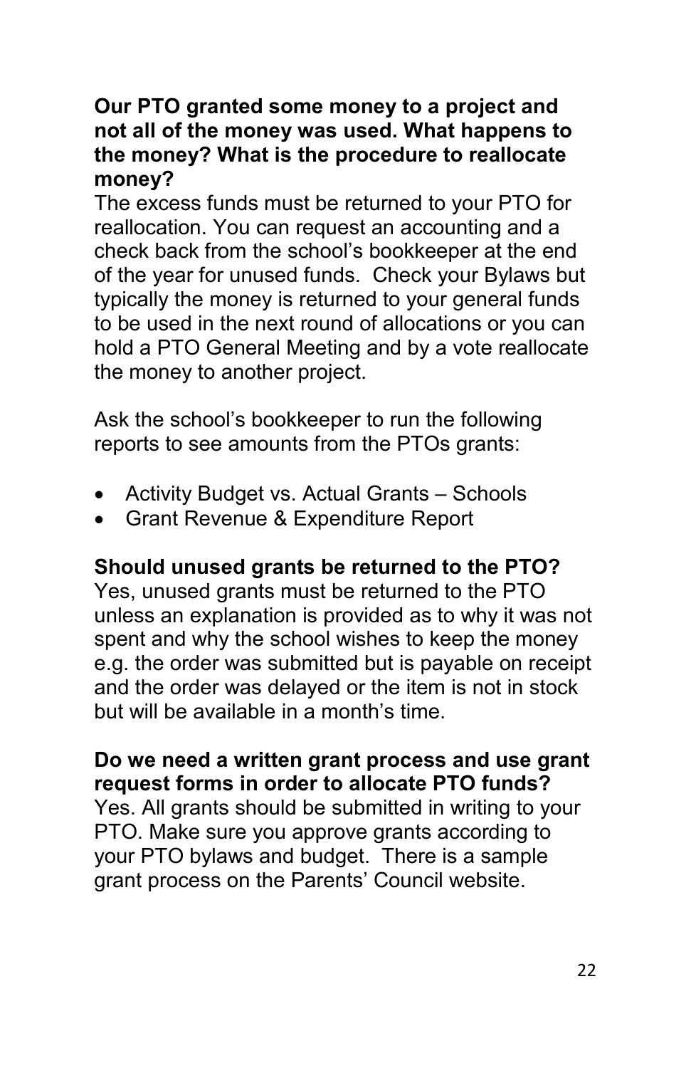**Our PTO granted some money to a project and not all of the money was used. What happens to the money? What is the procedure to reallocate money?**

The excess funds must be returned to your PTO for reallocation. You can request an accounting and a check back from the school's bookkeeper at the end of the year for unused funds. Check your Bylaws but typically the money is returned to your general funds to be used in the next round of allocations or you can hold a PTO General Meeting and by a vote reallocate the money to another project.

Ask the school's bookkeeper to run the following reports to see amounts from the PTOs grants:

- Activity Budget vs. Actual Grants – Schools
- Grant Revenue & Expenditure Report

**Should unused grants be returned to the PTO?**

Yes, unused grants must be returned to the PTO unless an explanation is provided as to why it was not spent and why the school wishes to keep the money e.g. the order was submitted but is payable on receipt and the order was delayed or the item is not in stock but will be available in a month's time.

**Do we need a written grant process and use grant request forms in order to allocate PTO funds?**

Yes. All grants should be submitted in writing to your PTO. Make sure you approve grants according to your PTO bylaws and budget. There is a sample grant process on the Parents' Council website.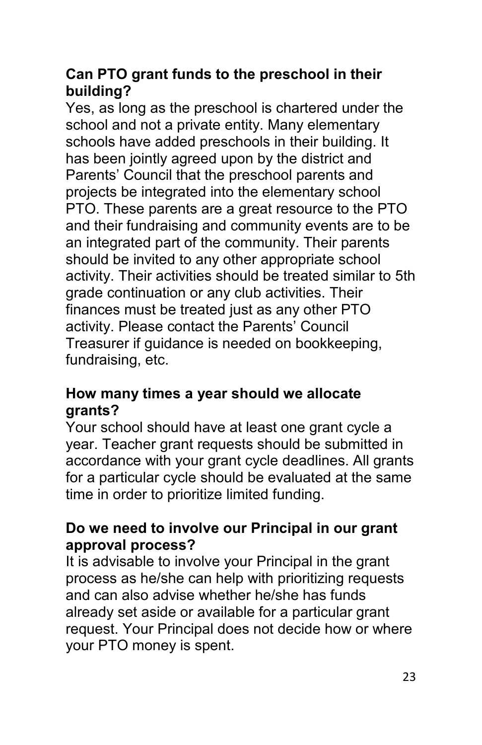**Can PTO grant funds to the preschool in their building?**

Yes, as long as the preschool is chartered under the school and not a private entity. Many elementary schools have added preschools in their building. It has been jointly agreed upon by the district and Parents' Council that the preschool parents and projects be integrated into the elementary school PTO. These parents are a great resource to the PTO and their fundraising and community events are to be an integrated part of the community. Their parents should be invited to any other appropriate school activity. Their activities should be treated similar to 5th grade continuation or any club activities. Their finances must be treated just as any other PTO activity. Please contact the Parents' Council Treasurer if guidance is needed on bookkeeping, fundraising, etc.

**How many times a year should we allocate grants?**

Your school should have at least one grant cycle a year. Teacher grant requests should be submitted in accordance with your grant cycle deadlines. All grants for a particular cycle should be evaluated at the same time in order to prioritize limited funding.

**Do we need to involve our Principal in our grant approval process?**

It is advisable to involve your Principal in the grant process as he/she can help with prioritizing requests and can also advise whether he/she has funds already set aside or available for a particular grant request. Your Principal does not decide how or where your PTO money is spent.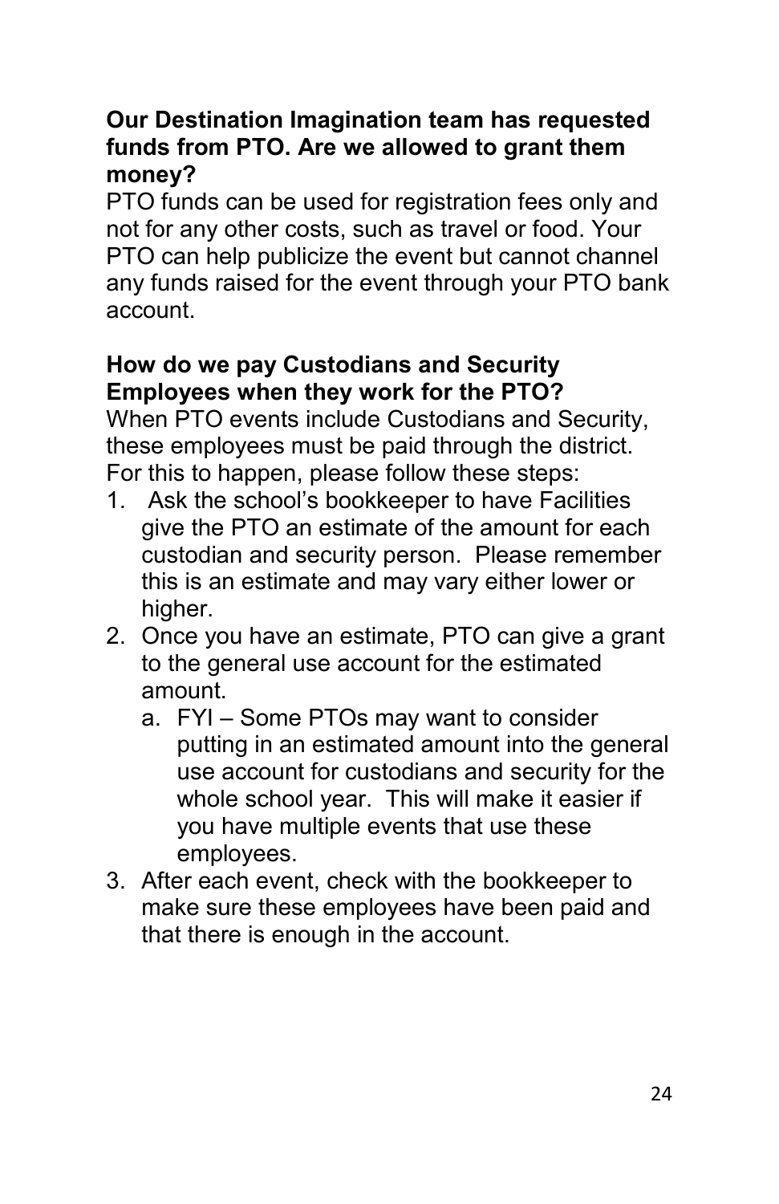**Our Destination Imagination team has requested funds from PTO. Are we allowed to grant them money?**

PTO funds can be used for registration fees only and not for any other costs, such as travel or food. Your PTO can help publicize the event but cannot channel any funds raised for the event through your PTO bank account.

**How do we pay Custodians and Security Employees when they work for the PTO?**

When PTO events include Custodians and Security, these employees must be paid through the district. For this to happen, please follow these steps:

1. Ask the school's bookkeeper to have Facilities give the PTO an estimate of the amount for each custodian and security person. Please remember this is an estimate and may vary either lower or higher.
2. Once you have an estimate, PTO can give a grant to the general use account for the estimated amount.
   a. FYI – Some PTOs may want to consider putting in an estimated amount into the general use account for custodians and security for the whole school year. This will make it easier if you have multiple events that use these employees.
3. After each event, check with the bookkeeper to make sure these employees have been paid and that there is enough in the account.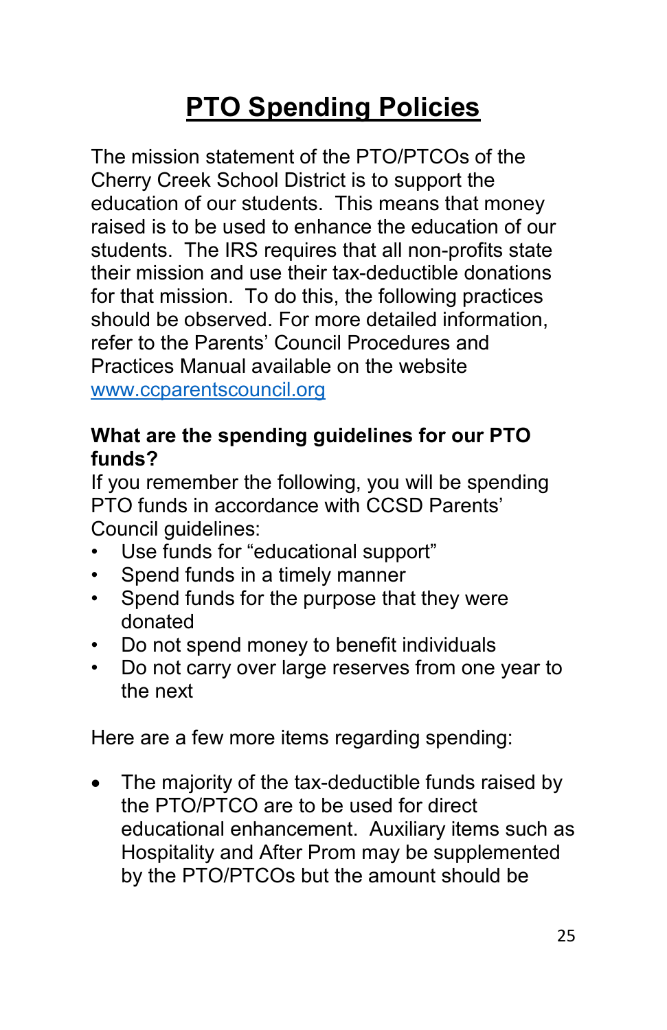# PTO Spending Policies

The mission statement of the PTO/PTCOs of the Cherry Creek School District is to support the education of our students. This means that money raised is to be used to enhance the education of our students. The IRS requires that all non-profits state their mission and use their tax-deductible donations for that mission. To do this, the following practices should be observed. For more detailed information, refer to the Parents' Council Procedures and Practices Manual available on the website [www.ccparentscouncil.org](http://www.ccparentscouncil.org)

**What are the spending guidelines for our PTO funds?**

If you remember the following, you will be spending PTO funds in accordance with CCSD Parents' Council guidelines:

- Use funds for "educational support"
- Spend funds in a timely manner
- Spend funds for the purpose that they were donated
- Do not spend money to benefit individuals
- Do not carry over large reserves from one year to the next

Here are a few more items regarding spending:

- The majority of the tax-deductible funds raised by the PTO/PTCO are to be used for direct educational enhancement. Auxiliary items such as Hospitality and After Prom may be supplemented by the PTO/PTCOs but the amount should be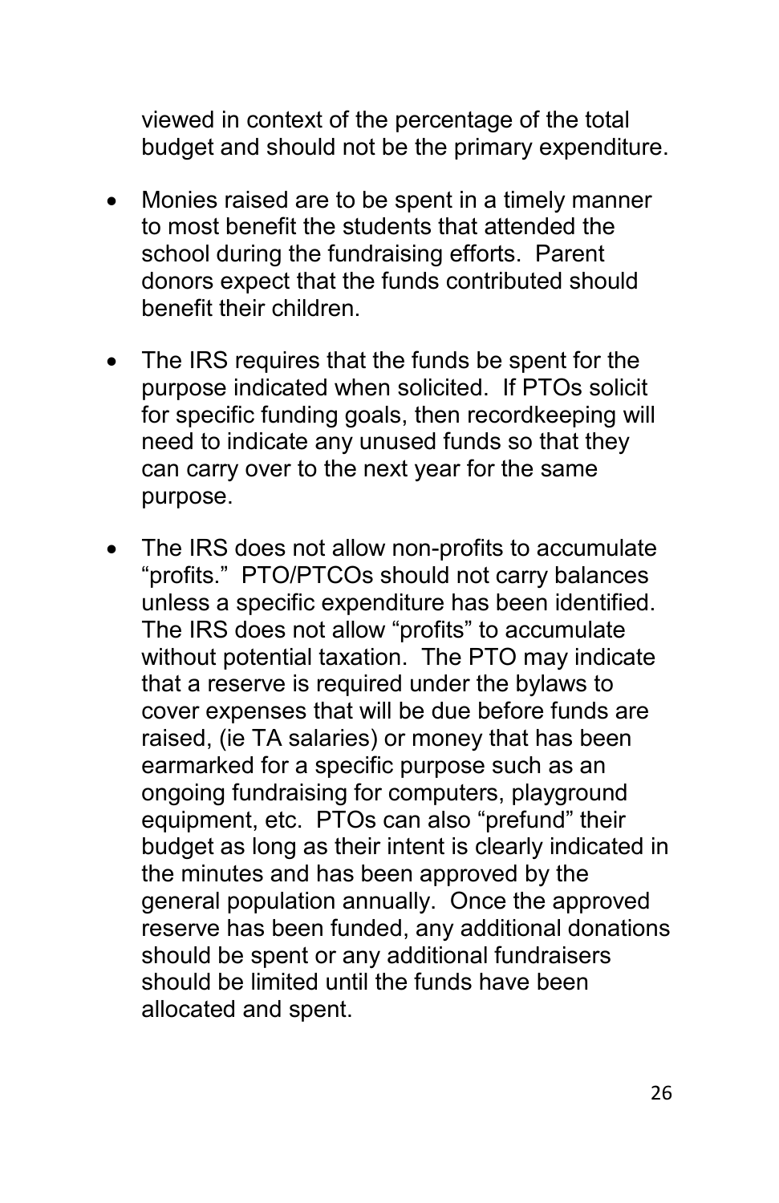viewed in context of the percentage of the total budget and should not be the primary expenditure.

- Monies raised are to be spent in a timely manner to most benefit the students that attended the school during the fundraising efforts. Parent donors expect that the funds contributed should benefit their children.

- The IRS requires that the funds be spent for the purpose indicated when solicited. If PTOs solicit for specific funding goals, then recordkeeping will need to indicate any unused funds so that they can carry over to the next year for the same purpose.

- The IRS does not allow non-profits to accumulate "profits." PTO/PTCOs should not carry balances unless a specific expenditure has been identified. The IRS does not allow "profits" to accumulate without potential taxation. The PTO may indicate that a reserve is required under the bylaws to cover expenses that will be due before funds are raised, (ie TA salaries) or money that has been earmarked for a specific purpose such as an ongoing fundraising for computers, playground equipment, etc. PTOs can also "prefund" their budget as long as their intent is clearly indicated in the minutes and has been approved by the general population annually. Once the approved reserve has been funded, any additional donations should be spent or any additional fundraisers should be limited until the funds have been allocated and spent.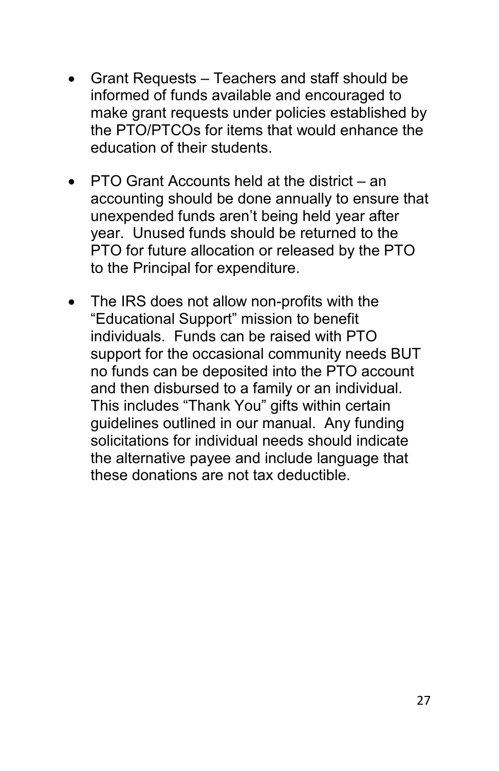- Grant Requests – Teachers and staff should be informed of funds available and encouraged to make grant requests under policies established by the PTO/PTCOs for items that would enhance the education of their students.

- PTO Grant Accounts held at the district – an accounting should be done annually to ensure that unexpended funds aren't being held year after year. Unused funds should be returned to the PTO for future allocation or released by the PTO to the Principal for expenditure.

- The IRS does not allow non-profits with the "Educational Support" mission to benefit individuals. Funds can be raised with PTO support for the occasional community needs BUT no funds can be deposited into the PTO account and then disbursed to a family or an individual. This includes "Thank You" gifts within certain guidelines outlined in our manual. Any funding solicitations for individual needs should indicate the alternative payee and include language that these donations are not tax deductible.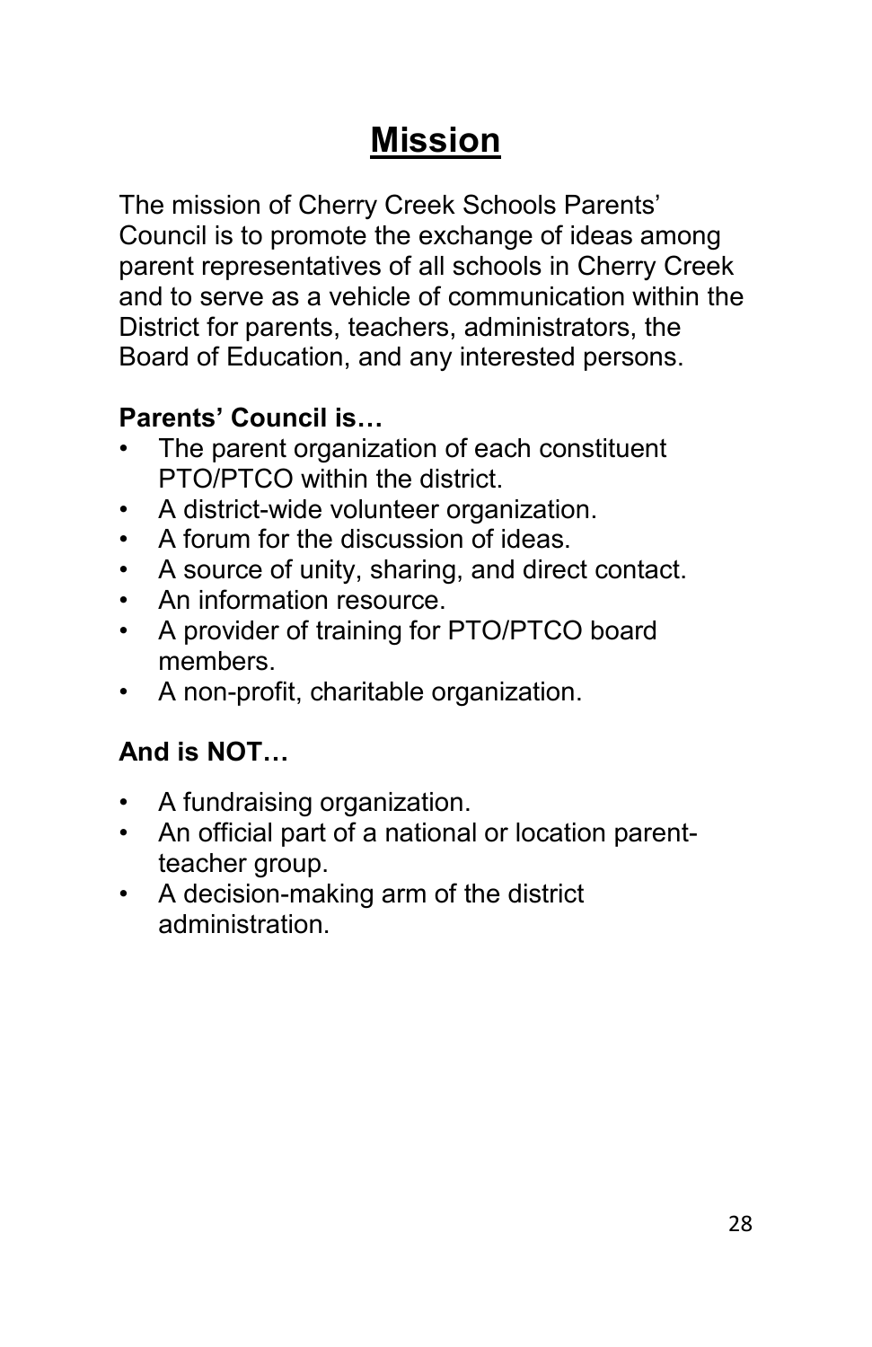# Mission

The mission of Cherry Creek Schools Parents' Council is to promote the exchange of ideas among parent representatives of all schools in Cherry Creek and to serve as a vehicle of communication within the District for parents, teachers, administrators, the Board of Education, and any interested persons.

**Parents' Council is…**

- The parent organization of each constituent PTO/PTCO within the district.
- A district-wide volunteer organization.
- A forum for the discussion of ideas.
- A source of unity, sharing, and direct contact.
- An information resource.
- A provider of training for PTO/PTCO board members.
- A non-profit, charitable organization.

**And is NOT…**

- A fundraising organization.
- An official part of a national or location parent-teacher group.
- A decision-making arm of the district administration.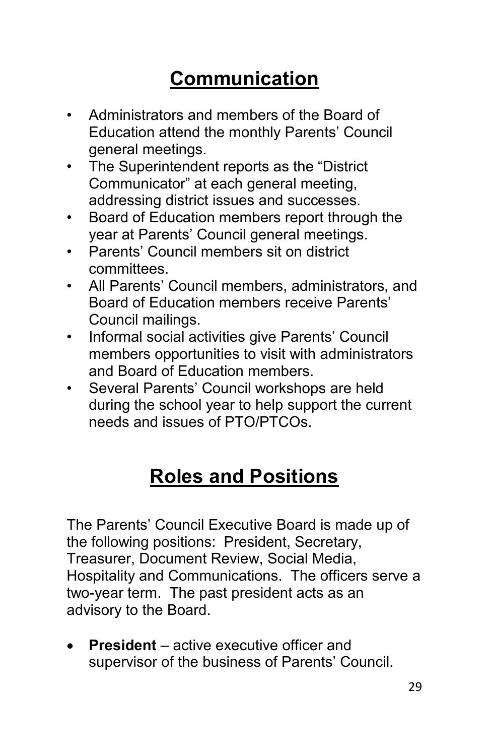# Communication

- Administrators and members of the Board of Education attend the monthly Parents' Council general meetings.
- The Superintendent reports as the "District Communicator" at each general meeting, addressing district issues and successes.
- Board of Education members report through the year at Parents' Council general meetings.
- Parents' Council members sit on district committees.
- All Parents' Council members, administrators, and Board of Education members receive Parents' Council mailings.
- Informal social activities give Parents' Council members opportunities to visit with administrators and Board of Education members.
- Several Parents' Council workshops are held during the school year to help support the current needs and issues of PTO/PTCOs.

# Roles and Positions

The Parents' Council Executive Board is made up of the following positions: President, Secretary, Treasurer, Document Review, Social Media, Hospitality and Communications. The officers serve a two-year term. The past president acts as an advisory to the Board.

- **President** – active executive officer and supervisor of the business of Parents' Council.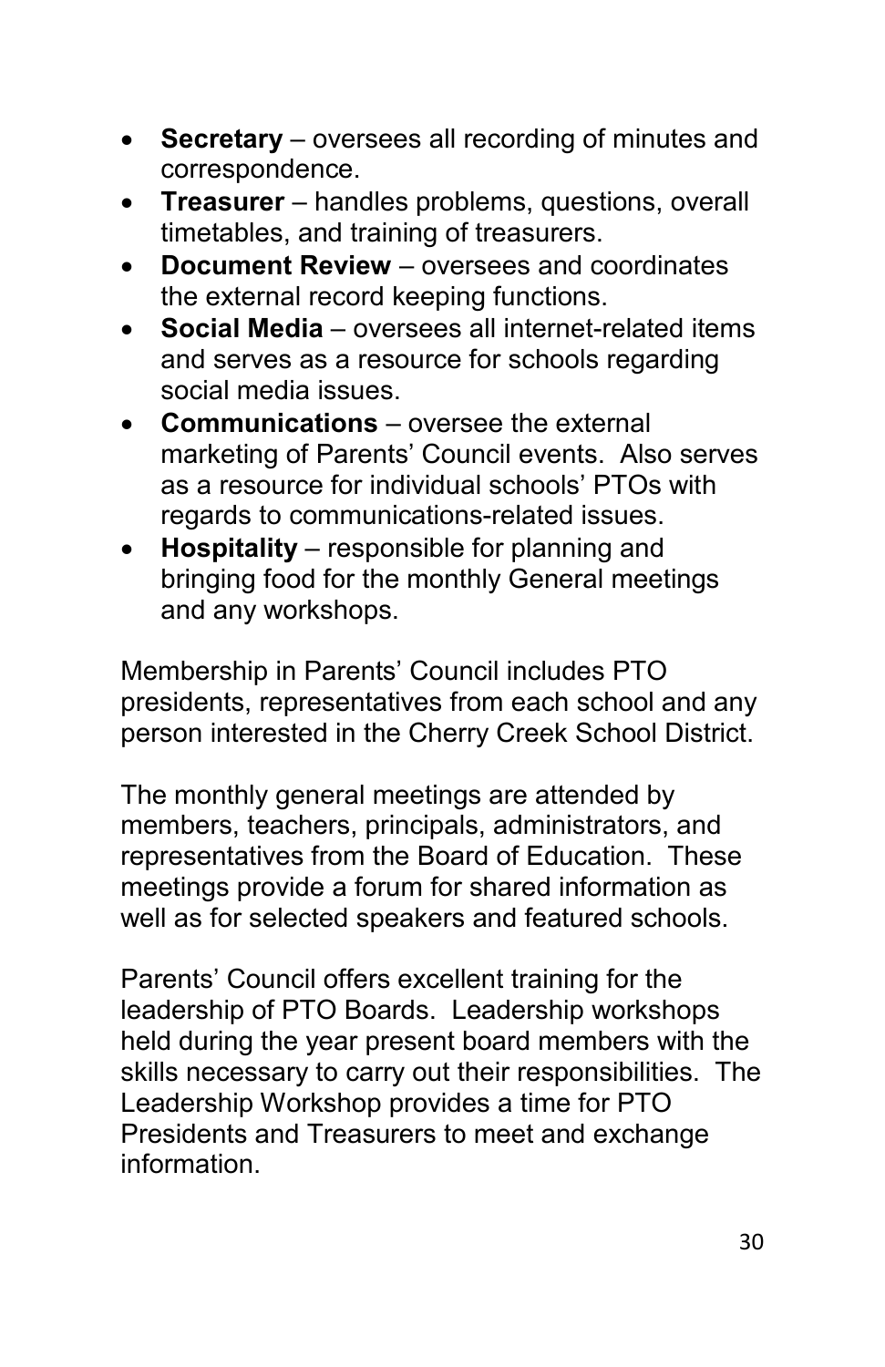- **Secretary** – oversees all recording of minutes and correspondence.
- **Treasurer** – handles problems, questions, overall timetables, and training of treasurers.
- **Document Review** – oversees and coordinates the external record keeping functions.
- **Social Media** – oversees all internet-related items and serves as a resource for schools regarding social media issues.
- **Communications** – oversee the external marketing of Parents' Council events. Also serves as a resource for individual schools' PTOs with regards to communications-related issues.
- **Hospitality** – responsible for planning and bringing food for the monthly General meetings and any workshops.

Membership in Parents' Council includes PTO presidents, representatives from each school and any person interested in the Cherry Creek School District.

The monthly general meetings are attended by members, teachers, principals, administrators, and representatives from the Board of Education. These meetings provide a forum for shared information as well as for selected speakers and featured schools.

Parents' Council offers excellent training for the leadership of PTO Boards. Leadership workshops held during the year present board members with the skills necessary to carry out their responsibilities. The Leadership Workshop provides a time for PTO Presidents and Treasurers to meet and exchange information.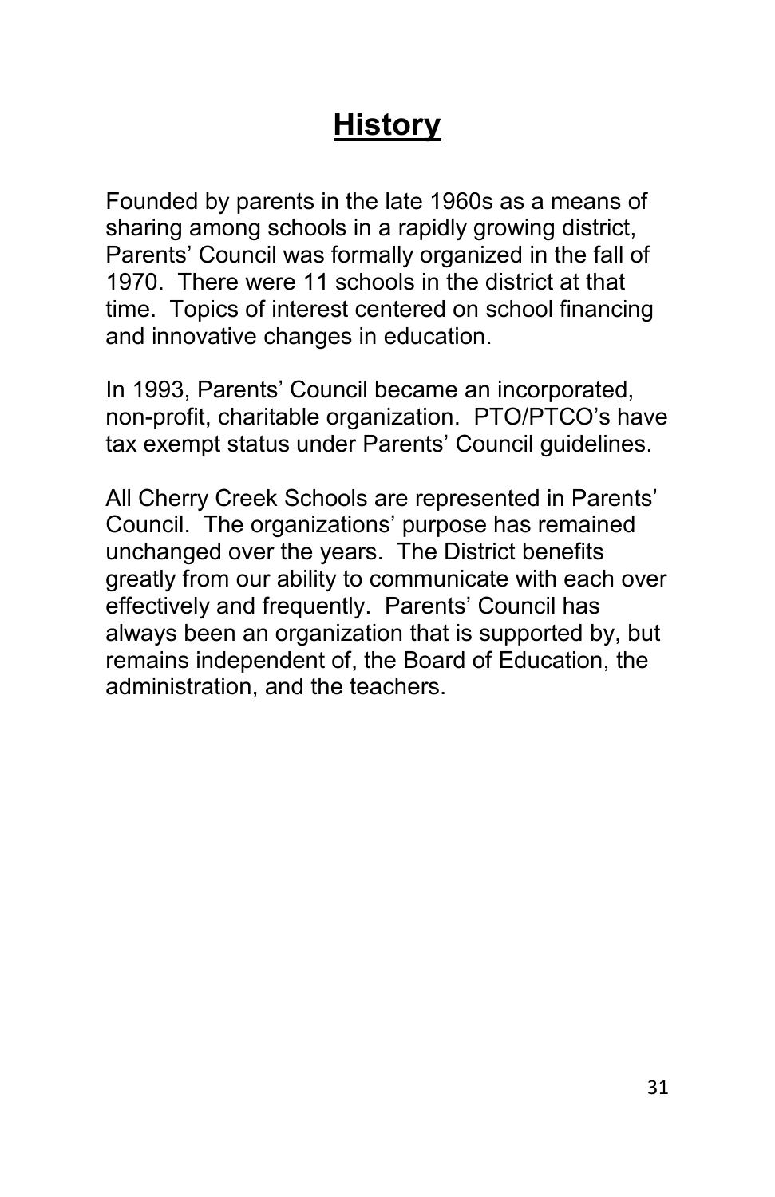# History

Founded by parents in the late 1960s as a means of sharing among schools in a rapidly growing district, Parents' Council was formally organized in the fall of 1970. There were 11 schools in the district at that time. Topics of interest centered on school financing and innovative changes in education.

In 1993, Parents' Council became an incorporated, non-profit, charitable organization. PTO/PTCO's have tax exempt status under Parents' Council guidelines.

All Cherry Creek Schools are represented in Parents' Council. The organizations' purpose has remained unchanged over the years. The District benefits greatly from our ability to communicate with each over effectively and frequently. Parents' Council has always been an organization that is supported by, but remains independent of, the Board of Education, the administration, and the teachers.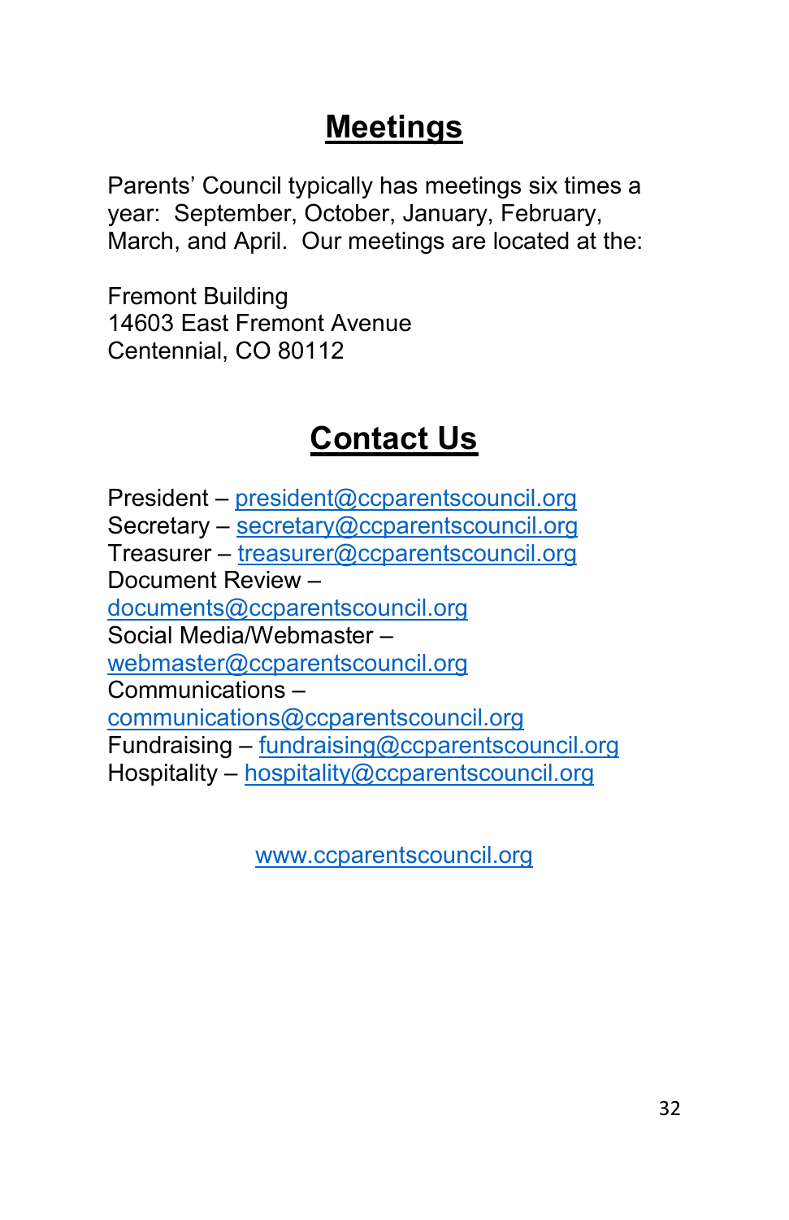## Meetings

Parents' Council typically has meetings six times a year: September, October, January, February, March, and April. Our meetings are located at the:

Fremont Building
14603 East Fremont Avenue
Centennial, CO 80112

## Contact Us

President – president@ccparentscouncil.org
Secretary – secretary@ccparentscouncil.org
Treasurer – treasurer@ccparentscouncil.org
Document Review – documents@ccparentscouncil.org
Social Media/Webmaster – webmaster@ccparentscouncil.org
Communications – communications@ccparentscouncil.org
Fundraising – fundraising@ccparentscouncil.org
Hospitality – hospitality@ccparentscouncil.org

www.ccparentscouncil.org